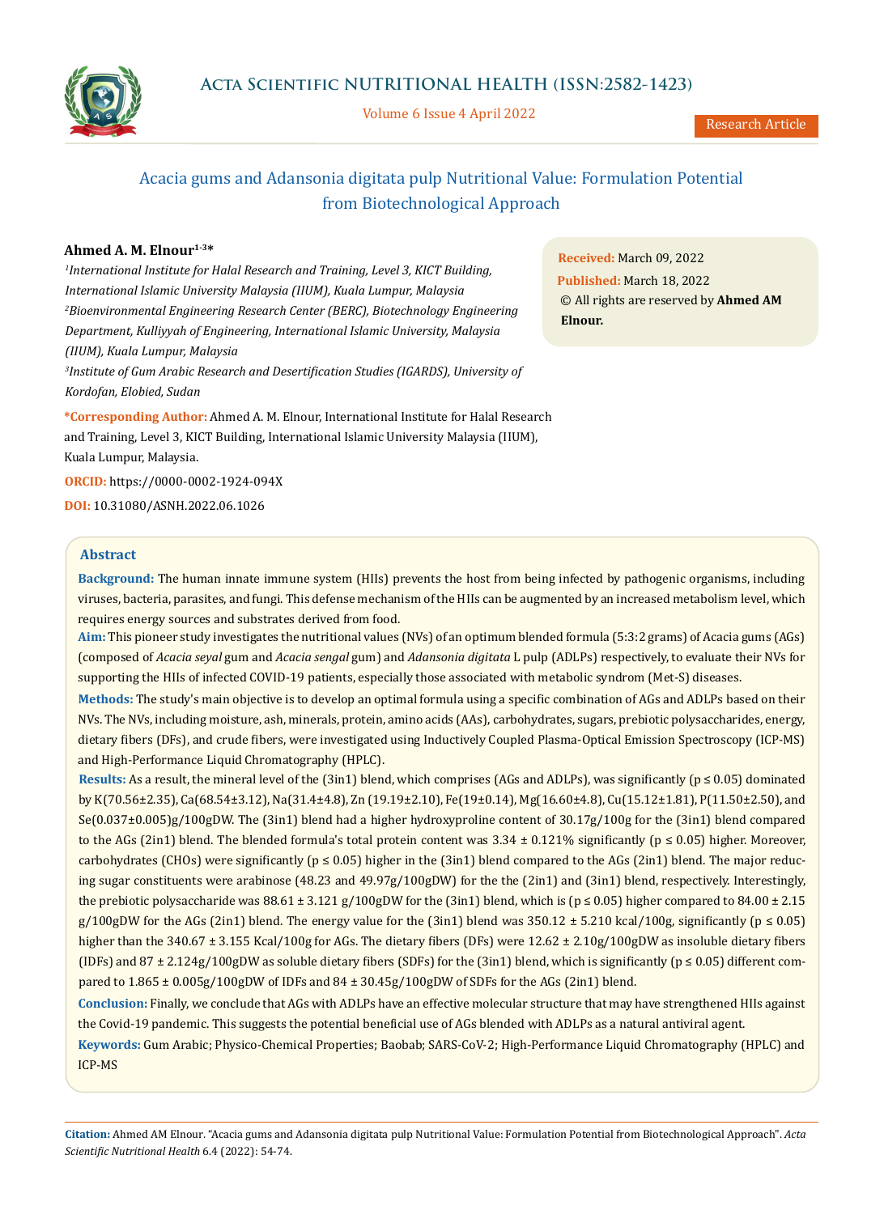# Acacia gums and Adansonia digitata pulp Nutritional Value: Formulation Potential from Biotechnological Approach

**Ahmed A. M. Elnour[1-3]***

[1]*International Institute for Halal Research and Training, Level 3, KICT Building, International Islamic University Malaysia (IIUM), Kuala Lumpur, Malaysia*

[2]*Bioenvironmental Engineering Research Center (BERC), Biotechnology Engineering Department, Kulliyyah of Engineering, International Islamic University, Malaysia (IIUM), Kuala Lumpur, Malaysia*

[3]*Institute of Gum Arabic Research and Desertification Studies (IGARDS), University of Kordofan, Elobied, Sudan*

**\*Corresponding Author:** Ahmed A. M. Elnour, International Institute for Halal Research and Training, Level 3, KICT Building, International Islamic University Malaysia (IIUM), Kuala Lumpur, Malaysia.

**ORCID:** https://0000-0002-1924-094X

**DOI:** 10.31080/ASNH.2022.06.1026

**Received:** March 09, 2022
**Published:** March 18, 2022
© All rights are reserved by **Ahmed AM Elnour.**

## Abstract

**Background:** The human innate immune system (HIIs) prevents the host from being infected by pathogenic organisms, including viruses, bacteria, parasites, and fungi. This defense mechanism of the HIIs can be augmented by an increased metabolism level, which requires energy sources and substrates derived from food.

**Aim:** This pioneer study investigates the nutritional values (NVs) of an optimum blended formula (5:3:2 grams) of Acacia gums (AGs) (composed of *Acacia seyal* gum and *Acacia sengal* gum) and *Adansonia digitata* L pulp (ADLPs) respectively, to evaluate their NVs for supporting the HIIs of infected COVID-19 patients, especially those associated with metabolic syndrom (Met-S) diseases.

**Methods:** The study's main objective is to develop an optimal formula using a specific combination of AGs and ADLPs based on their NVs. The NVs, including moisture, ash, minerals, protein, amino acids (AAs), carbohydrates, sugars, prebiotic polysaccharides, energy, dietary fibers (DFs), and crude fibers, were investigated using Inductively Coupled Plasma-Optical Emission Spectroscopy (ICP-MS) and High-Performance Liquid Chromatography (HPLC).

**Results:** As a result, the mineral level of the (3in1) blend, which comprises (AGs and ADLPs), was significantly ($p \leq 0.05$) dominated by K(70.56±2.35), Ca(68.54±3.12), Na(31.4±4.8), Zn (19.19±2.10), Fe(19±0.14), Mg(16.60±4.8), Cu(15.12±1.81), P(11.50±2.50), and Se(0.037±0.005)g/100gDW. The (3in1) blend had a higher hydroxyproline content of 30.17g/100g for the (3in1) blend compared to the AGs (2in1) blend. The blended formula's total protein content was 3.34 ± 0.121% significantly ($p \leq 0.05$) higher. Moreover, carbohydrates (CHOs) were significantly ($p \leq 0.05$) higher in the (3in1) blend compared to the AGs (2in1) blend. The major reducing sugar constituents were arabinose (48.23 and 49.97g/100gDW) for the the (2in1) and (3in1) blend, respectively. Interestingly, the prebiotic polysaccharide was 88.61 ± 3.121 g/100gDW for the (3in1) blend, which is ($p \leq 0.05$) higher compared to 84.00 ± 2.15 g/100gDW for the AGs (2in1) blend. The energy value for the (3in1) blend was 350.12 ± 5.210 kcal/100g, significantly ($p \leq 0.05$) higher than the 340.67 ± 3.155 Kcal/100g for AGs. The dietary fibers (DFs) were 12.62 ± 2.10g/100gDW as insoluble dietary fibers (IDFs) and 87 ± 2.124g/100gDW as soluble dietary fibers (SDFs) for the (3in1) blend, which is significantly ($p \leq 0.05$) different compared to 1.865 ± 0.005g/100gDW of IDFs and 84 ± 30.45g/100gDW of SDFs for the AGs (2in1) blend.

**Conclusion:** Finally, we conclude that AGs with ADLPs have an effective molecular structure that may have strengthened HIIs against the Covid-19 pandemic. This suggests the potential beneficial use of AGs blended with ADLPs as a natural antiviral agent.

**Keywords:** Gum Arabic; Physico-Chemical Properties; Baobab; SARS-CoV-2; High-Performance Liquid Chromatography (HPLC) and ICP-MS

**Citation:** Ahmed AM Elnour. "Acacia gums and Adansonia digitata pulp Nutritional Value: Formulation Potential from Biotechnological Approach". *Acta Scientific Nutritional Health* 6.4 (2022): 54-74.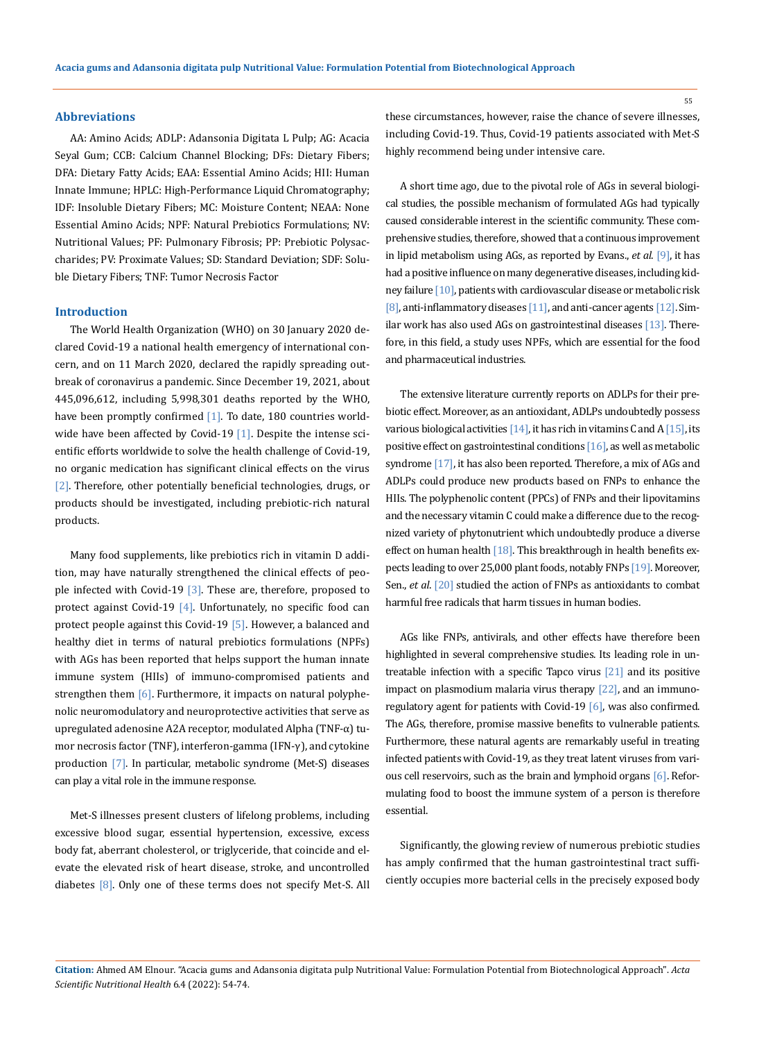## Abbreviations

AA: Amino Acids; ADLP: Adansonia Digitata L Pulp; AG: Acacia Seyal Gum; CCB: Calcium Channel Blocking; DFs: Dietary Fibers; DFA: Dietary Fatty Acids; EAA: Essential Amino Acids; HII: Human Innate Immune; HPLC: High-Performance Liquid Chromatography; IDF: Insoluble Dietary Fibers; MC: Moisture Content; NEAA: None Essential Amino Acids; NPF: Natural Prebiotics Formulations; NV: Nutritional Values; PF: Pulmonary Fibrosis; PP: Prebiotic Polysaccharides; PV: Proximate Values; SD: Standard Deviation; SDF: Soluble Dietary Fibers; TNF: Tumor Necrosis Factor

## Introduction

The World Health Organization (WHO) on 30 January 2020 declared Covid-19 a national health emergency of international concern, and on 11 March 2020, declared the rapidly spreading outbreak of coronavirus a pandemic. Since December 19, 2021, about 445,096,612, including 5,998,301 deaths reported by the WHO, have been promptly confirmed [1]. To date, 180 countries worldwide have been affected by Covid-19 [1]. Despite the intense scientific efforts worldwide to solve the health challenge of Covid-19, no organic medication has significant clinical effects on the virus [2]. Therefore, other potentially beneficial technologies, drugs, or products should be investigated, including prebiotic-rich natural products.

Many food supplements, like prebiotics rich in vitamin D addition, may have naturally strengthened the clinical effects of people infected with Covid-19 [3]. These are, therefore, proposed to protect against Covid-19 [4]. Unfortunately, no specific food can protect people against this Covid-19 [5]. However, a balanced and healthy diet in terms of natural prebiotics formulations (NPFs) with AGs has been reported that helps support the human innate immune system (HIIs) of immuno-compromised patients and strengthen them [6]. Furthermore, it impacts on natural polyphenolic neuromodulatory and neuroprotective activities that serve as upregulated adenosine A2A receptor, modulated Alpha (TNF-α) tumor necrosis factor (TNF), interferon-gamma (IFN-γ), and cytokine production [7]. In particular, metabolic syndrome (Met-S) diseases can play a vital role in the immune response.

Met-S illnesses present clusters of lifelong problems, including excessive blood sugar, essential hypertension, excessive, excess body fat, aberrant cholesterol, or triglyceride, that coincide and elevate the elevated risk of heart disease, stroke, and uncontrolled diabetes [8]. Only one of these terms does not specify Met-S. All these circumstances, however, raise the chance of severe illnesses, including Covid-19. Thus, Covid-19 patients associated with Met-S highly recommend being under intensive care.

A short time ago, due to the pivotal role of AGs in several biological studies, the possible mechanism of formulated AGs had typically caused considerable interest in the scientific community. These comprehensive studies, therefore, showed that a continuous improvement in lipid metabolism using AGs, as reported by Evans., *et al.* [9], it has had a positive influence on many degenerative diseases, including kidney failure [10], patients with cardiovascular disease or metabolic risk [8], anti-inflammatory diseases [11], and anti-cancer agents [12]. Similar work has also used AGs on gastrointestinal diseases [13]. Therefore, in this field, a study uses NPFs, which are essential for the food and pharmaceutical industries.

The extensive literature currently reports on ADLPs for their prebiotic effect. Moreover, as an antioxidant, ADLPs undoubtedly possess various biological activities [14], it has rich in vitamins C and A [15], its positive effect on gastrointestinal conditions [16], as well as metabolic syndrome [17], it has also been reported. Therefore, a mix of AGs and ADLPs could produce new products based on FNPs to enhance the HIIs. The polyphenolic content (PPCs) of FNPs and their lipovitamins and the necessary vitamin C could make a difference due to the recognized variety of phytonutrient which undoubtedly produce a diverse effect on human health [18]. This breakthrough in health benefits expects leading to over 25,000 plant foods, notably FNPs [19]. Moreover, Sen., *et al.* [20] studied the action of FNPs as antioxidants to combat harmful free radicals that harm tissues in human bodies.

AGs like FNPs, antivirals, and other effects have therefore been highlighted in several comprehensive studies. Its leading role in untreatable infection with a specific Tapco virus [21] and its positive impact on plasmodium malaria virus therapy [22], and an immunoregulatory agent for patients with Covid-19 [6], was also confirmed. The AGs, therefore, promise massive benefits to vulnerable patients. Furthermore, these natural agents are remarkably useful in treating infected patients with Covid-19, as they treat latent viruses from various cell reservoirs, such as the brain and lymphoid organs [6]. Reformulating food to boost the immune system of a person is therefore essential.

Significantly, the glowing review of numerous prebiotic studies has amply confirmed that the human gastrointestinal tract sufficiently occupies more bacterial cells in the precisely exposed body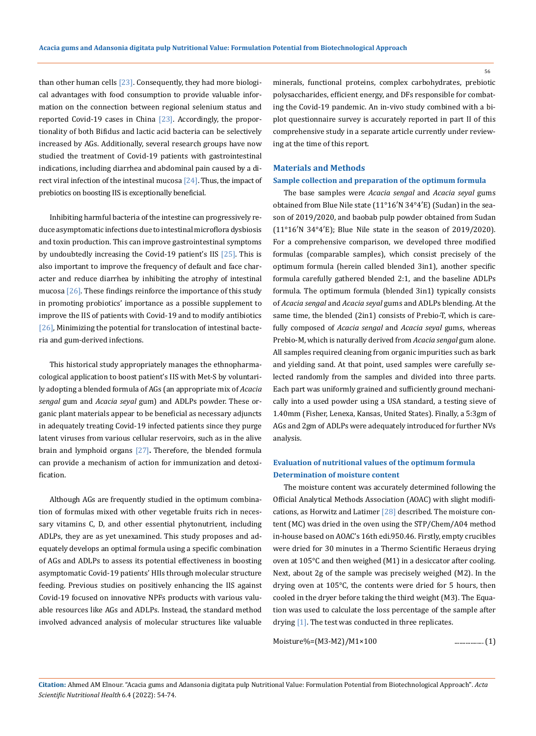than other human cells [23]. Consequently, they had more biological advantages with food consumption to provide valuable information on the connection between regional selenium status and reported Covid-19 cases in China [23]. Accordingly, the proportionality of both Bifidus and lactic acid bacteria can be selectively increased by AGs. Additionally, several research groups have now studied the treatment of Covid-19 patients with gastrointestinal indications, including diarrhea and abdominal pain caused by a direct viral infection of the intestinal mucosa [24]. Thus, the impact of prebiotics on boosting IIS is exceptionally beneficial.

Inhibiting harmful bacteria of the intestine can progressively reduce asymptomatic infections due to intestinal microflora dysbiosis and toxin production. This can improve gastrointestinal symptoms by undoubtedly increasing the Covid-19 patient's IIS [25]. This is also important to improve the frequency of default and face character and reduce diarrhea by inhibiting the atrophy of intestinal mucosa [26]. These findings reinforce the importance of this study in promoting probiotics' importance as a possible supplement to improve the IIS of patients with Covid-19 and to modify antibiotics [26], Minimizing the potential for translocation of intestinal bacteria and gum-derived infections.

This historical study appropriately manages the ethnopharmacological application to boost patient's IIS with Met-S by voluntarily adopting a blended formula of AGs (an appropriate mix of *Acacia sengal* gum and *Acacia seyal* gum) and ADLPs powder. These organic plant materials appear to be beneficial as necessary adjuncts in adequately treating Covid-19 infected patients since they purge latent viruses from various cellular reservoirs, such as in the alive brain and lymphoid organs [27]**.** Therefore, the blended formula can provide a mechanism of action for immunization and detoxification.

Although AGs are frequently studied in the optimum combination of formulas mixed with other vegetable fruits rich in necessary vitamins C, D, and other essential phytonutrient, including ADLPs, they are as yet unexamined. This study proposes and adequately develops an optimal formula using a specific combination of AGs and ADLPs to assess its potential effectiveness in boosting asymptomatic Covid-19 patients' HIIs through molecular structure feeding. Previous studies on positively enhancing the IIS against Covid-19 focused on innovative NPFs products with various valuable resources like AGs and ADLPs. Instead, the standard method involved advanced analysis of molecular structures like valuable minerals, functional proteins, complex carbohydrates, prebiotic polysaccharides, efficient energy, and DFs responsible for combating the Covid-19 pandemic. An in-vivo study combined with a biplot questionnaire survey is accurately reported in part II of this comprehensive study in a separate article currently under reviewing at the time of this report.

## Materials and Methods

### Sample collection and preparation of the optimum formula

The base samples were *Acacia sengal* and *Acacia seyal* gums obtained from Blue Nile state (11°16′N 34°4′E) (Sudan) in the season of 2019/2020, and baobab pulp powder obtained from Sudan (11°16′N 34°4′E); Blue Nile state in the season of 2019/2020). For a comprehensive comparison, we developed three modified formulas (comparable samples), which consist precisely of the optimum formula (herein called blended 3in1), another specific formula carefully gathered blended 2:1, and the baseline ADLPs formula. The optimum formula (blended 3in1) typically consists of *Acacia sengal* and *Acacia seyal* gums and ADLPs blending. At the same time, the blended (2in1) consists of Prebio-T, which is carefully composed of *Acacia sengal* and *Acacia seyal* gums, whereas Prebio-M, which is naturally derived from *Acacia sengal* gum alone. All samples required cleaning from organic impurities such as bark and yielding sand. At that point, used samples were carefully selected randomly from the samples and divided into three parts. Each part was uniformly grained and sufficiently ground mechanically into a used powder using a USA standard, a testing sieve of 1.40mm (Fisher, Lenexa, Kansas, United States). Finally, a 5:3gm of AGs and 2gm of ADLPs were adequately introduced for further NVs analysis.

### Evaluation of nutritional values of the optimum formula

#### Determination of moisture content

The moisture content was accurately determined following the Official Analytical Methods Association (AOAC) with slight modifications, as Horwitz and Latimer [28] described. The moisture content (MC) was dried in the oven using the STP/Chem/A04 method in-house based on AOAC's 16th edi.950.46. Firstly, empty crucibles were dried for 30 minutes in a Thermo Scientific Heraeus drying oven at 105°C and then weighed (M1) in a desiccator after cooling. Next, about 2g of the sample was precisely weighed (M2). In the drying oven at 105°C, the contents were dried for 5 hours, then cooled in the dryer before taking the third weight (M3). The Equation was used to calculate the loss percentage of the sample after drying [1]. The test was conducted in three replicates.

$$\text{Moisture\%} = (M3 - M2)/M1 \times 100 \quad \text{.................. (1)}$$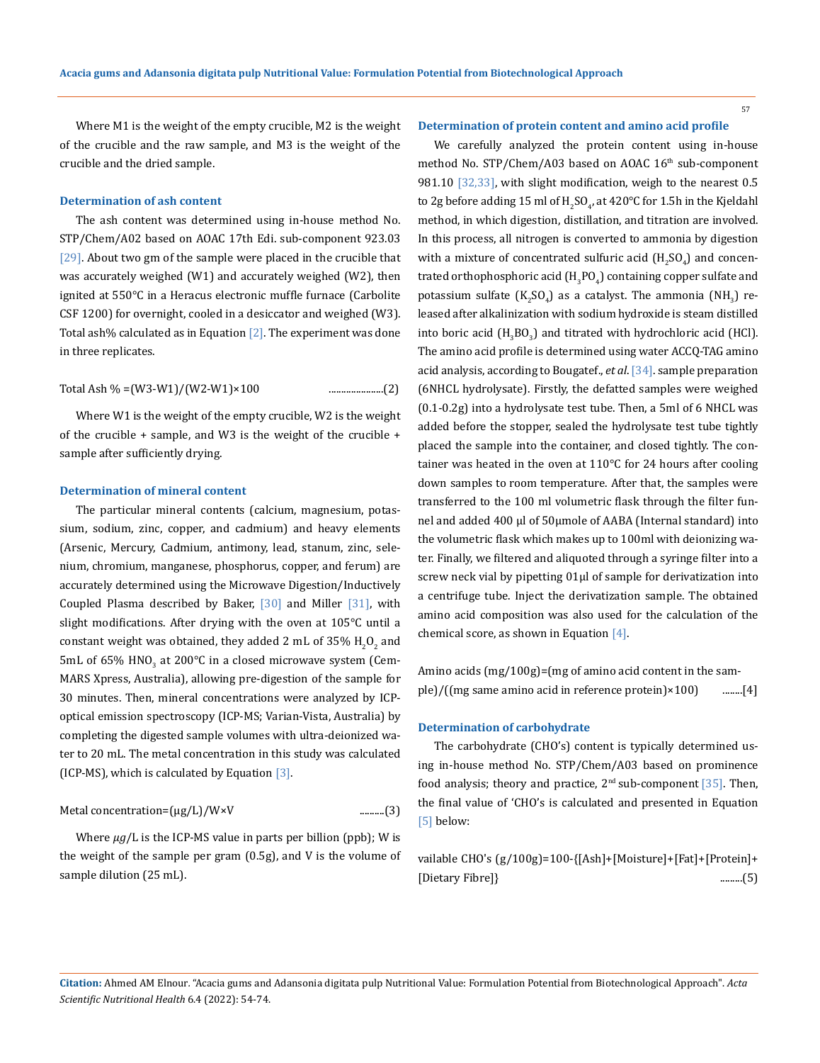Where M1 is the weight of the empty crucible, M2 is the weight of the crucible and the raw sample, and M3 is the weight of the crucible and the dried sample.

### Determination of ash content

The ash content was determined using in-house method No. STP/Chem/A02 based on AOAC 17th Edi. sub-component 923.03 [29]. About two gm of the sample were placed in the crucible that was accurately weighed (W1) and accurately weighed (W2), then ignited at 550°C in a Heracus electronic muffle furnace (Carbolite CSF 1200) for overnight, cooled in a desiccator and weighed (W3). Total ash% calculated as in Equation [2]. The experiment was done in three replicates.

Total Ash % =(W3-W1)/(W2-W1)×100 ......................(2)

Where W1 is the weight of the empty crucible, W2 is the weight of the crucible + sample, and W3 is the weight of the crucible + sample after sufficiently drying.

### Determination of mineral content

The particular mineral contents (calcium, magnesium, potassium, sodium, zinc, copper, and cadmium) and heavy elements (Arsenic, Mercury, Cadmium, antimony, lead, stanum, zinc, selenium, chromium, manganese, phosphorus, copper, and ferum) are accurately determined using the Microwave Digestion/Inductively Coupled Plasma described by Baker, [30] and Miller [31], with slight modifications. After drying with the oven at 105°C until a constant weight was obtained, they added 2 mL of 35% $H_2O_2$ and 5mL of 65% $HNO_3$ at 200°C in a closed microwave system (Cem-MARS Xpress, Australia), allowing pre-digestion of the sample for 30 minutes. Then, mineral concentrations were analyzed by ICP-optical emission spectroscopy (ICP-MS; Varian-Vista, Australia) by completing the digested sample volumes with ultra-deionized water to 20 mL. The metal concentration in this study was calculated (ICP-MS), which is calculated by Equation [3].

Metal concentration=(µg/L)/W×V ..........(3)

Where $\mu g$/L is the ICP-MS value in parts per billion (ppb); W is the weight of the sample per gram (0.5g), and V is the volume of sample dilution (25 mL).

### Determination of protein content and amino acid profile

We carefully analyzed the protein content using in-house method No. STP/Chem/A03 based on AOAC 16th sub-component 981.10 [32,33], with slight modification, weigh to the nearest 0.5 to 2g before adding 15 ml of $H_2SO_4$, at 420°C for 1.5h in the Kjeldahl method, in which digestion, distillation, and titration are involved. In this process, all nitrogen is converted to ammonia by digestion with a mixture of concentrated sulfuric acid ($H_2SO_4$) and concentrated orthophosphoric acid ($H_3PO_4$) containing copper sulfate and potassium sulfate ($K_2SO_4$) as a catalyst. The ammonia ($NH_3$) released after alkalinization with sodium hydroxide is steam distilled into boric acid ($H_3BO_3$) and titrated with hydrochloric acid (HCl). The amino acid profile is determined using water ACCQ-TAG amino acid analysis, according to Bougatef., *et al*. [34]. sample preparation (6NHCL hydrolysate). Firstly, the defatted samples were weighed (0.1-0.2g) into a hydrolysate test tube. Then, a 5ml of 6 NHCL was added before the stopper, sealed the hydrolysate test tube tightly placed the sample into the container, and closed tightly. The container was heated in the oven at 110°C for 24 hours after cooling down samples to room temperature. After that, the samples were transferred to the 100 ml volumetric flask through the filter funnel and added 400 µl of 50µmole of AABA (Internal standard) into the volumetric flask which makes up to 100ml with deionizing water. Finally, we filtered and aliquoted through a syringe filter into a screw neck vial by pipetting 01µl of sample for derivatization into a centrifuge tube. Inject the derivatization sample. The obtained amino acid composition was also used for the calculation of the chemical score, as shown in Equation [4].

Amino acids (mg/100g)=(mg of amino acid content in the sample)/((mg same amino acid in reference protein)×100) ........[4]

### Determination of carbohydrate

The carbohydrate (CHO's) content is typically determined using in-house method No. STP/Chem/A03 based on prominence food analysis; theory and practice, 2nd sub-component [35]. Then, the final value of 'CHO's is calculated and presented in Equation [5] below:

vailable CHO's (g/100g)=100-{[Ash]+[Moisture]+[Fat]+[Protein]+[Dietary Fibre]} .........(5)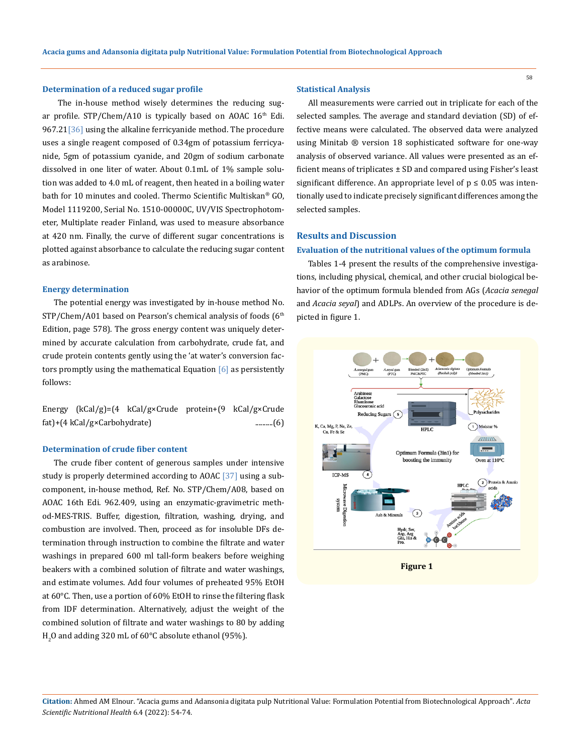### Determination of a reduced sugar profile

The in-house method wisely determines the reducing sugar profile. STP/Chem/A10 is typically based on AOAC 16th Edi. 967.21[36] using the alkaline ferricyanide method. The procedure uses a single reagent composed of 0.34gm of potassium ferricyanide, 5gm of potassium cyanide, and 20gm of sodium carbonate dissolved in one liter of water. About 0.1mL of 1% sample solution was added to 4.0 mL of reagent, then heated in a boiling water bath for 10 minutes and cooled. Thermo Scientific Multiskan® GO, Model 1119200, Serial No. 1510-00000C, UV/VIS Spectrophotometer, Multiplate reader Finland, was used to measure absorbance at 420 nm. Finally, the curve of different sugar concentrations is plotted against absorbance to calculate the reducing sugar content as arabinose.

### Energy determination

The potential energy was investigated by in-house method No. STP/Chem/A01 based on Pearson's chemical analysis of foods (6th Edition, page 578). The gross energy content was uniquely determined by accurate calculation from carbohydrate, crude fat, and crude protein contents gently using the 'at water's conversion factors promptly using the mathematical Equation [6] as persistently follows:

$$\text{Energy (kCal/g)}=(4\ \text{kCal/g}\times\text{Crude protein}+(9\ \text{kCal/g}\times\text{Crude fat})+(4\ \text{kCal/g}\times\text{Carbohydrate}) \quad \text{.........(6)}$$

### Determination of crude fiber content

The crude fiber content of generous samples under intensive study is properly determined according to AOAC [37] using a subcomponent, in-house method, Ref. No. STP/Chem/A08, based on AOAC 16th Edi. 962.409, using an enzymatic-gravimetric method-MES-TRIS. Buffer, digestion, filtration, washing, drying, and combustion are involved. Then, proceed as for insoluble DFs determination through instruction to combine the filtrate and water washings in prepared 600 ml tall-form beakers before weighing beakers with a combined solution of filtrate and water washings, and estimate volumes. Add four volumes of preheated 95% EtOH at 60°C. Then, use a portion of 60% EtOH to rinse the filtering flask from IDF determination. Alternatively, adjust the weight of the combined solution of filtrate and water washings to 80 by adding $H_2O$ and adding 320 mL of 60°C absolute ethanol (95%).

### Statistical Analysis

All measurements were carried out in triplicate for each of the selected samples. The average and standard deviation (SD) of effective means were calculated. The observed data were analyzed using Minitab ® version 18 sophisticated software for one-way analysis of observed variance. All values were presented as an efficient means of triplicates ± SD and compared using Fisher's least significant difference. An appropriate level of $p \leq 0.05$ was intentionally used to indicate precisely significant differences among the selected samples.

## Results and Discussion

### Evaluation of the nutritional values of the optimum formula

Tables 1-4 present the results of the comprehensive investigations, including physical, chemical, and other crucial biological behavior of the optimum formula blended from AGs (*Acacia senegal* and *Acacia seyal*) and ADLPs. An overview of the procedure is depicted in figure 1.

**Figure 1**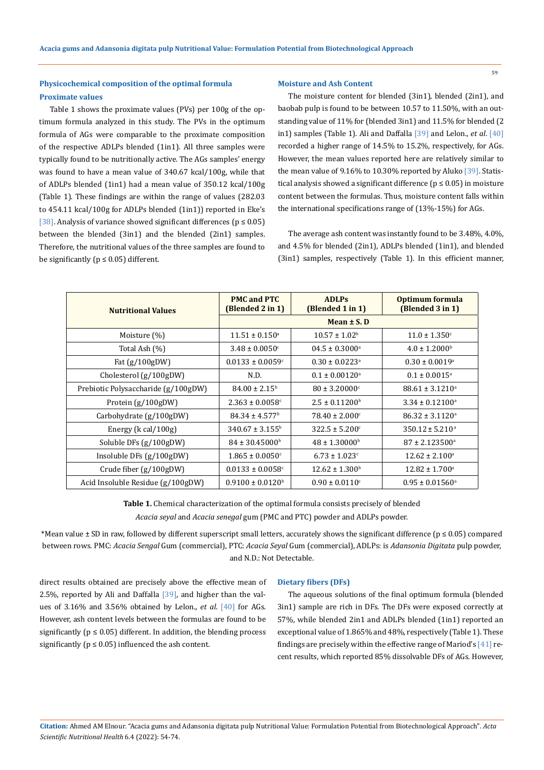## Physicochemical composition of the optimal formula

### Proximate values

Table 1 shows the proximate values (PVs) per 100g of the optimum formula analyzed in this study. The PVs in the optimum formula of AGs were comparable to the proximate composition of the respective ADLPs blended (1in1). All three samples were typically found to be nutritionally active. The AGs samples' energy was found to have a mean value of 340.67 kcal/100g, while that of ADLPs blended (1in1) had a mean value of 350.12 kcal/100g (Table 1). These findings are within the range of values (282.03 to 454.11 kcal/100g for ADLPs blended (1in1)) reported in Eke's [38]. Analysis of variance showed significant differences ($p \leq 0.05$) between the blended (3in1) and the blended (2in1) samples. Therefore, the nutritional values of the three samples are found to be significantly ($p \leq 0.05$) different.

### Moisture and Ash Content

The moisture content for blended (3in1), blended (2in1), and baobab pulp is found to be between 10.57 to 11.50%, with an outstanding value of 11% for (blended 3in1) and 11.5% for blended (2 in1) samples (Table 1). Ali and Daffalla [39] and Lelon., *et al*. [40] recorded a higher range of 14.5% to 15.2%, respectively, for AGs. However, the mean values reported here are relatively similar to the mean value of 9.16% to 10.30% reported by Aluko [39]. Statistical analysis showed a significant difference ($p \leq 0.05$) in moisture content between the formulas. Thus, moisture content falls within the international specifications range of (13%-15%) for AGs.

The average ash content was instantly found to be 3.48%, 4.0%, and 4.5% for blended (2in1), ADLPs blended (1in1), and blended (3in1) samples, respectively (Table 1). In this efficient manner, direct results obtained are precisely above the effective mean of 2.5%, reported by Ali and Daffalla [39], and higher than the values of 3.16% and 3.56% obtained by Lelon., *et al*. [40] for AGs. However, ash content levels between the formulas are found to be significantly ($p \leq 0.05$) different. In addition, the blending process significantly ($p \leq 0.05$) influenced the ash content.

| Nutritional Values | PMC and PTC (Blended 2 in 1) | ADLPs (Blended 1 in 1) | Optimum formula (Blended 3 in 1) |
|---|---|---|---|
| | Mean ± S. D | | |
| Moisture (%) | 11.51 ± 0.150[a] | 10.57 ± 1.02[b] | 11.0 ± 1.350[c] |
| Total Ash (%) | 3.48 ± 0.0050[c] | 04.5 ± 0.3000[a] | 4.0 ± 1.2000[b] |
| Fat (g/100gDW) | 0.0133 ± 0.0059[c] | 0.30 ± 0.0223[a] | 0.30 ± 0.0019[a] |
| Cholesterol (g/100gDW) | N.D. | 0.1 ± 0.00120[a] | 0.1 ± 0.0015[a] |
| Prebiotic Polysaccharide (g/100gDW) | 84.00 ± 2.15[b] | 80 ± 3.20000[c] | 88.61 ± 3.1210[a] |
| Protein (g/100gDW) | 2.363 ± 0.0058[c] | 2.5 ± 0.11200[b] | 3.34 ± 0.12100[a] |
| Carbohydrate (g/100gDW) | 84.34 ± 4.577[b] | 78.40 ± 2.000[c] | 86.32 ± 3.1120[a] |
| Energy (k cal/100g) | 340.67 ± 3.155[b] | 322.5 ± 5.200[c] | 350.12 ± 5.210[a] |
| Soluble DFs (g/100gDW) | 84 ± 30.45000[b] | 48 ± 1.30000[b] | 87 ± 2.123500[a] |
| Insoluble DFs (g/100gDW) | 1.865 ± 0.0050[c] | 6.73 ± 1.023[c] | 12.62 ± 2.100[a] |
| Crude fiber (g/100gDW) | 0.0133 ± 0.0058[c] | 12.62 ± 1.300[b] | 12.82 ± 1.700[a] |
| Acid Insoluble Residue (g/100gDW) | 0.9100 ± 0.0120[b] | 0.90 ± 0.0110[c] | 0.95 ± 0.01560[a] |

**Table 1.** Chemical characterization of the optimal formula consists precisely of blended *Acacia seyal* and *Acacia senegal* gum (PMC and PTC) powder and ADLPs powder.

*Mean value ± SD in raw, followed by different superscript small letters, accurately shows the significant difference ($p \leq 0.05$) compared between rows. PMC: *Acacia Sengal* Gum (commercial), PTC: *Acacia Seyal* Gum (commercial), ADLPs: is *Adansonia Digitata* pulp powder, and N.D.: Not Detectable.

### Dietary fibers (DFs)

The aqueous solutions of the final optimum formula (blended 3in1) sample are rich in DFs. The DFs were exposed correctly at 57%, while blended 2in1 and ADLPs blended (1in1) reported an exceptional value of 1.865% and 48%, respectively (Table 1). These findings are precisely within the effective range of Mariod's [41] recent results, which reported 85% dissolvable DFs of AGs. However,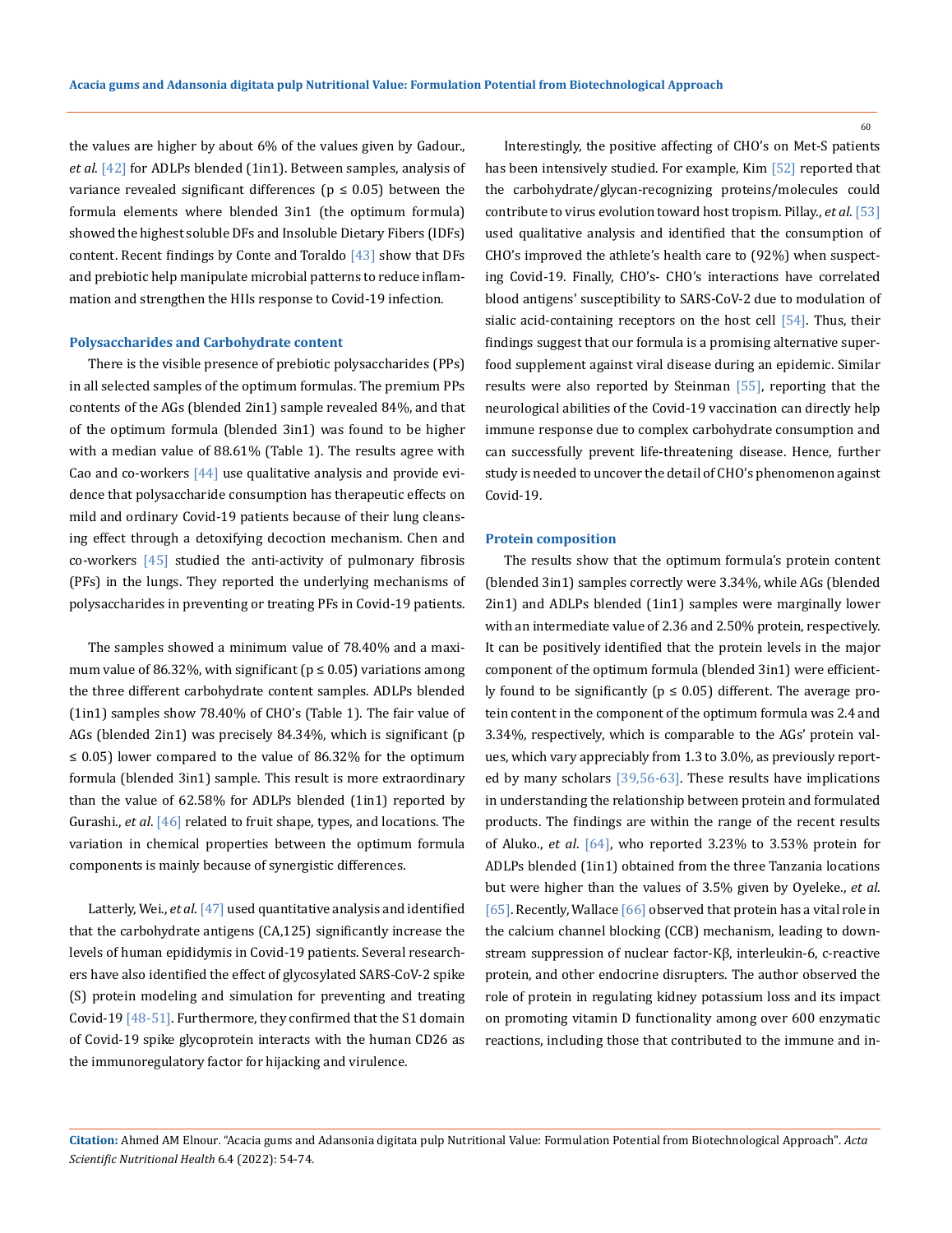the values are higher by about 6% of the values given by Gadour., *et al*. [42] for ADLPs blended (1in1). Between samples, analysis of variance revealed significant differences ($p \leq 0.05$) between the formula elements where blended 3in1 (the optimum formula) showed the highest soluble DFs and Insoluble Dietary Fibers (IDFs) content. Recent findings by Conte and Toraldo [43] show that DFs and prebiotic help manipulate microbial patterns to reduce inflammation and strengthen the HIIs response to Covid-19 infection.

### Polysaccharides and Carbohydrate content

There is the visible presence of prebiotic polysaccharides (PPs) in all selected samples of the optimum formulas. The premium PPs contents of the AGs (blended 2in1) sample revealed 84%, and that of the optimum formula (blended 3in1) was found to be higher with a median value of 88.61% (Table 1). The results agree with Cao and co-workers [44] use qualitative analysis and provide evidence that polysaccharide consumption has therapeutic effects on mild and ordinary Covid-19 patients because of their lung cleansing effect through a detoxifying decoction mechanism. Chen and co-workers [45] studied the anti-activity of pulmonary fibrosis (PFs) in the lungs. They reported the underlying mechanisms of polysaccharides in preventing or treating PFs in Covid-19 patients.

The samples showed a minimum value of 78.40% and a maximum value of 86.32%, with significant ($p \leq 0.05$) variations among the three different carbohydrate content samples. ADLPs blended (1in1) samples show 78.40% of CHO's (Table 1). The fair value of AGs (blended 2in1) was precisely 84.34%, which is significant ($p \leq 0.05$) lower compared to the value of 86.32% for the optimum formula (blended 3in1) sample. This result is more extraordinary than the value of 62.58% for ADLPs blended (1in1) reported by Gurashi., *et al*. [46] related to fruit shape, types, and locations. The variation in chemical properties between the optimum formula components is mainly because of synergistic differences.

Latterly, Wei., *et al*. [47] used quantitative analysis and identified that the carbohydrate antigens (CA,125) significantly increase the levels of human epididymis in Covid-19 patients. Several researchers have also identified the effect of glycosylated SARS-CoV-2 spike (S) protein modeling and simulation for preventing and treating Covid-19 [48-51]. Furthermore, they confirmed that the S1 domain of Covid-19 spike glycoprotein interacts with the human CD26 as the immunoregulatory factor for hijacking and virulence.

Interestingly, the positive affecting of CHO's on Met-S patients has been intensively studied. For example, Kim [52] reported that the carbohydrate/glycan-recognizing proteins/molecules could contribute to virus evolution toward host tropism. Pillay., *et al*. [53] used qualitative analysis and identified that the consumption of CHO's improved the athlete's health care to (92%) when suspecting Covid-19. Finally, CHO's- CHO's interactions have correlated blood antigens' susceptibility to SARS-CoV-2 due to modulation of sialic acid-containing receptors on the host cell [54]. Thus, their findings suggest that our formula is a promising alternative superfood supplement against viral disease during an epidemic. Similar results were also reported by Steinman [55], reporting that the neurological abilities of the Covid-19 vaccination can directly help immune response due to complex carbohydrate consumption and can successfully prevent life-threatening disease. Hence, further study is needed to uncover the detail of CHO's phenomenon against Covid-19.

### Protein composition

The results show that the optimum formula's protein content (blended 3in1) samples correctly were 3.34%, while AGs (blended 2in1) and ADLPs blended (1in1) samples were marginally lower with an intermediate value of 2.36 and 2.50% protein, respectively. It can be positively identified that the protein levels in the major component of the optimum formula (blended 3in1) were efficiently found to be significantly ($p \leq 0.05$) different. The average protein content in the component of the optimum formula was 2.4 and 3.34%, respectively, which is comparable to the AGs' protein values, which vary appreciably from 1.3 to 3.0%, as previously reported by many scholars [39,56-63]. These results have implications in understanding the relationship between protein and formulated products. The findings are within the range of the recent results of Aluko., *et al*. [64], who reported 3.23% to 3.53% protein for ADLPs blended (1in1) obtained from the three Tanzania locations but were higher than the values of 3.5% given by Oyeleke., *et al*. [65]. Recently, Wallace [66] observed that protein has a vital role in the calcium channel blocking (CCB) mechanism, leading to downstream suppression of nuclear factor-Kβ, interleukin-6, c-reactive protein, and other endocrine disrupters. The author observed the role of protein in regulating kidney potassium loss and its impact on promoting vitamin D functionality among over 600 enzymatic reactions, including those that contributed to the immune and in-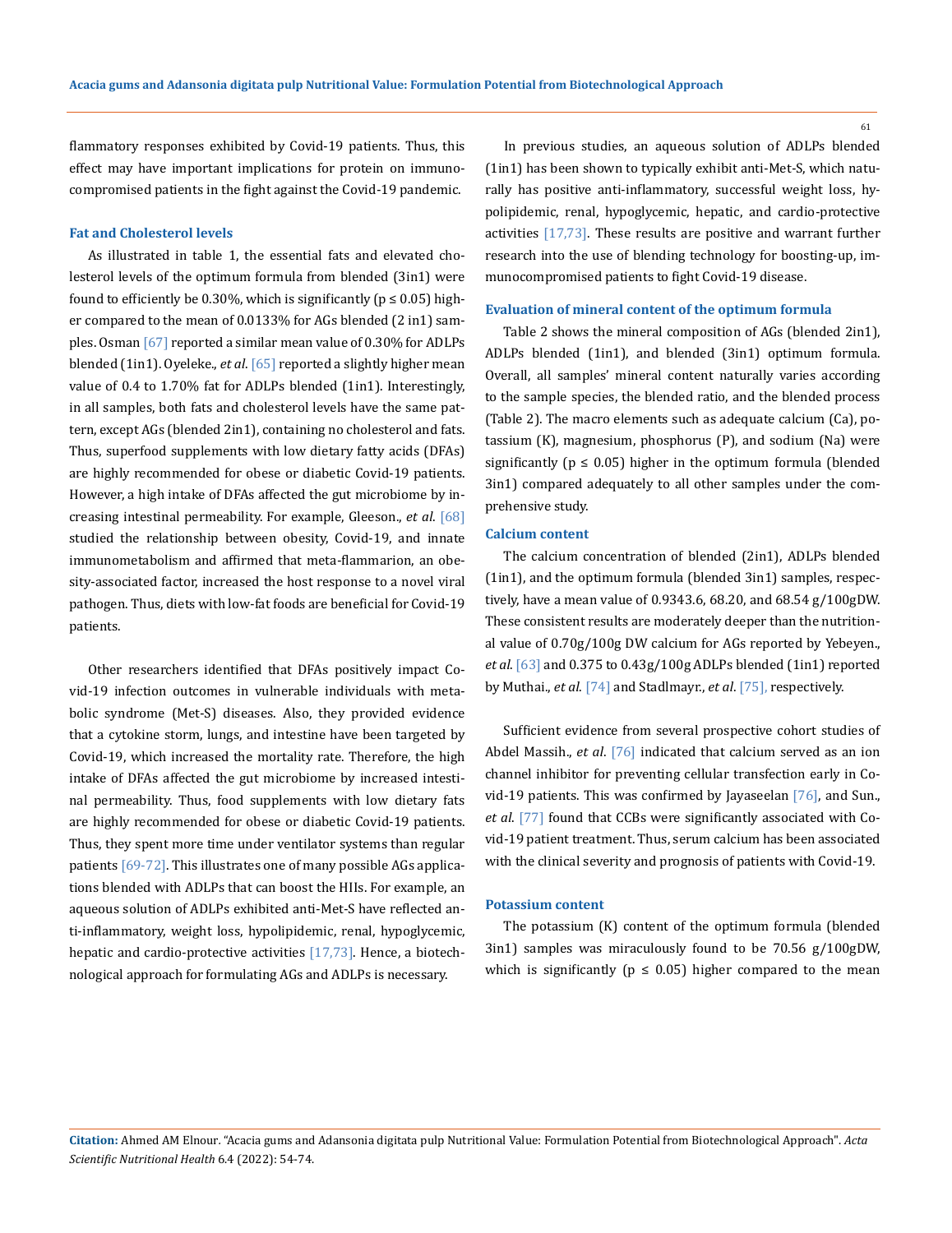flammatory responses exhibited by Covid-19 patients. Thus, this effect may have important implications for protein on immunocompromised patients in the fight against the Covid-19 pandemic.

### Fat and Cholesterol levels

As illustrated in table 1, the essential fats and elevated cholesterol levels of the optimum formula from blended (3in1) were found to efficiently be 0.30%, which is significantly ($p \leq 0.05$) higher compared to the mean of 0.0133% for AGs blended (2 in1) samples. Osman [67] reported a similar mean value of 0.30% for ADLPs blended (1in1). Oyeleke., *et al*. [65] reported a slightly higher mean value of 0.4 to 1.70% fat for ADLPs blended (1in1). Interestingly, in all samples, both fats and cholesterol levels have the same pattern, except AGs (blended 2in1), containing no cholesterol and fats. Thus, superfood supplements with low dietary fatty acids (DFAs) are highly recommended for obese or diabetic Covid-19 patients. However, a high intake of DFAs affected the gut microbiome by increasing intestinal permeability. For example, Gleeson., *et al*. [68] studied the relationship between obesity, Covid-19, and innate immunometabolism and affirmed that meta-flammarion, an obesity-associated factor, increased the host response to a novel viral pathogen. Thus, diets with low-fat foods are beneficial for Covid-19 patients.

Other researchers identified that DFAs positively impact Covid-19 infection outcomes in vulnerable individuals with metabolic syndrome (Met-S) diseases. Also, they provided evidence that a cytokine storm, lungs, and intestine have been targeted by Covid-19, which increased the mortality rate. Therefore, the high intake of DFAs affected the gut microbiome by increased intestinal permeability. Thus, food supplements with low dietary fats are highly recommended for obese or diabetic Covid-19 patients. Thus, they spent more time under ventilator systems than regular patients [69-72]. This illustrates one of many possible AGs applications blended with ADLPs that can boost the HIIs. For example, an aqueous solution of ADLPs exhibited anti-Met-S have reflected anti-inflammatory, weight loss, hypolipidemic, renal, hypoglycemic, hepatic and cardio-protective activities [17,73]. Hence, a biotechnological approach for formulating AGs and ADLPs is necessary.

In previous studies, an aqueous solution of ADLPs blended (1in1) has been shown to typically exhibit anti-Met-S, which naturally has positive anti-inflammatory, successful weight loss, hypolipidemic, renal, hypoglycemic, hepatic, and cardio-protective activities [17,73]. These results are positive and warrant further research into the use of blending technology for boosting-up, immunocompromised patients to fight Covid-19 disease.

### Evaluation of mineral content of the optimum formula

Table 2 shows the mineral composition of AGs (blended 2in1), ADLPs blended (1in1), and blended (3in1) optimum formula. Overall, all samples' mineral content naturally varies according to the sample species, the blended ratio, and the blended process (Table 2). The macro elements such as adequate calcium (Ca), potassium (K), magnesium, phosphorus (P), and sodium (Na) were significantly ($p \leq 0.05$) higher in the optimum formula (blended 3in1) compared adequately to all other samples under the comprehensive study.

### Calcium content

The calcium concentration of blended (2in1), ADLPs blended (1in1), and the optimum formula (blended 3in1) samples, respectively, have a mean value of 0.9343.6, 68.20, and 68.54 g/100gDW. These consistent results are moderately deeper than the nutritional value of 0.70g/100g DW calcium for AGs reported by Yebeyen., *et al*. [63] and 0.375 to 0.43g/100g ADLPs blended (1in1) reported by Muthai., *et al*. [74] and Stadlmayr., *et al*. [75], respectively.

Sufficient evidence from several prospective cohort studies of Abdel Massih., *et al*. [76] indicated that calcium served as an ion channel inhibitor for preventing cellular transfection early in Covid-19 patients. This was confirmed by Jayaseelan [76], and Sun., *et al*. [77] found that CCBs were significantly associated with Covid-19 patient treatment. Thus, serum calcium has been associated with the clinical severity and prognosis of patients with Covid-19.

### Potassium content

The potassium (K) content of the optimum formula (blended 3in1) samples was miraculously found to be 70.56 g/100gDW, which is significantly ($p \leq 0.05$) higher compared to the mean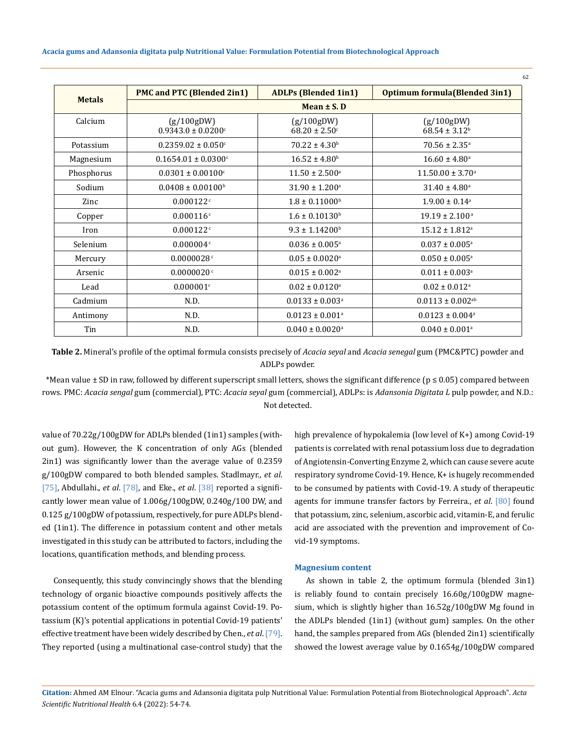| Metals | PMC and PTC (Blended 2in1) | ADLPs (Blended 1in1) | Optimum formula(Blended 3in1) |
|---|---|---|---|
| | Mean ± S. D | | |
| Calcium | (g/100gDW) $0.9343.0 \pm 0.0200^{c}$ | (g/100gDW) $68.20 \pm 2.50^{c}$ | (g/100gDW) $68.54 \pm 3.12^{b}$ |
| Potassium | $0.2359.02 \pm 0.050^{c}$ | $70.22 \pm 4.30^{b}$ | $70.56 \pm 2.35^{a}$ |
| Magnesium | $0.1654.01 \pm 0.0300^{c}$ | $16.52 \pm 4.80^{b}$ | $16.60 \pm 4.80^{a}$ |
| Phosphorus | $0.0301 \pm 0.00100^{c}$ | $11.50 \pm 2.500^{a}$ | $11.50.00 \pm 3.70^{a}$ |
| Sodium | $0.0408 \pm 0.00100^{b}$ | $31.90 \pm 1.200^{a}$ | $31.40 \pm 4.80^{a}$ |
| Zinc | $0.000122^{c}$ | $1.8 \pm 0.11000^{b}$ | $1.9.00 \pm 0.14^{a}$ |
| Copper | $0.000116^{c}$ | $1.6 \pm 0.10130^{b}$ | $19.19 \pm 2.100^{a}$ |
| Iron | $0.000122^{c}$ | $9.3 \pm 1.14200^{b}$ | $15.12 \pm 1.812^{a}$ |
| Selenium | $0.000004^{c}$ | $0.036 \pm 0.005^{a}$ | $0.037 \pm 0.005^{a}$ |
| Mercury | $0.0000028^{c}$ | $0.05 \pm 0.0020^{a}$ | $0.050 \pm 0.005^{a}$ |
| Arsenic | $0.0000020^{c}$ | $0.015 \pm 0.002^{a}$ | $0.011 \pm 0.003^{a}$ |
| Lead | $0.000001^{c}$ | $0.02 \pm 0.0120^{a}$ | $0.02 \pm 0.012^{a}$ |
| Cadmium | N.D. | $0.0133 \pm 0.003^{a}$ | $0.0113 \pm 0.002^{ab}$ |
| Antimony | N.D. | $0.0123 \pm 0.001^{a}$ | $0.0123 \pm 0.004^{a}$ |
| Tin | N.D. | $0.040 \pm 0.0020^{a}$ | $0.040 \pm 0.001^{a}$ |

**Table 2.** Mineral's profile of the optimal formula consists precisely of *Acacia seyal* and *Acacia senegal* gum (PMC&PTC) powder and ADLPs powder.

*Mean value ± SD in raw, followed by different superscript small letters, shows the significant difference ($p \leq 0.05$) compared between rows. PMC: *Acacia sengal* gum (commercial), PTC: *Acacia seyal* gum (commercial), ADLPs: is *Adansonia Digitata L* pulp powder, and N.D.: Not detected.

value of 70.22g/100gDW for ADLPs blended (1in1) samples (without gum). However, the K concentration of only AGs (blended 2in1) was significantly lower than the average value of 0.2359 g/100gDW compared to both blended samples. Stadlmayr., *et al*. [75], Abdullahi., *et al*. [78], and Eke., *et al*. [38] reported a significantly lower mean value of 1.006g/100gDW, 0.240g/100 DW, and 0.125 g/100gDW of potassium, respectively, for pure ADLPs blended (1in1). The difference in potassium content and other metals investigated in this study can be attributed to factors, including the locations, quantification methods, and blending process.

Consequently, this study convincingly shows that the blending technology of organic bioactive compounds positively affects the potassium content of the optimum formula against Covid-19. Potassium (K)'s potential applications in potential Covid-19 patients' effective treatment have been widely described by Chen., *et al*. [79]. They reported (using a multinational case-control study) that the high prevalence of hypokalemia (low level of $K^+$) among Covid-19 patients is correlated with renal potassium loss due to degradation of Angiotensin-Converting Enzyme 2, which can cause severe acute respiratory syndrome Covid-19. Hence, $K^+$ is hugely recommended to be consumed by patients with Covid-19. A study of therapeutic agents for immune transfer factors by Ferreira., *et al*. [80] found that potassium, zinc, selenium, ascorbic acid, vitamin-E, and ferulic acid are associated with the prevention and improvement of Covid-19 symptoms.

### Magnesium content

As shown in table 2, the optimum formula (blended 3in1) is reliably found to contain precisely 16.60g/100gDW magnesium, which is slightly higher than 16.52g/100gDW Mg found in the ADLPs blended (1in1) (without gum) samples. On the other hand, the samples prepared from AGs (blended 2in1) scientifically showed the lowest average value by 0.1654g/100gDW compared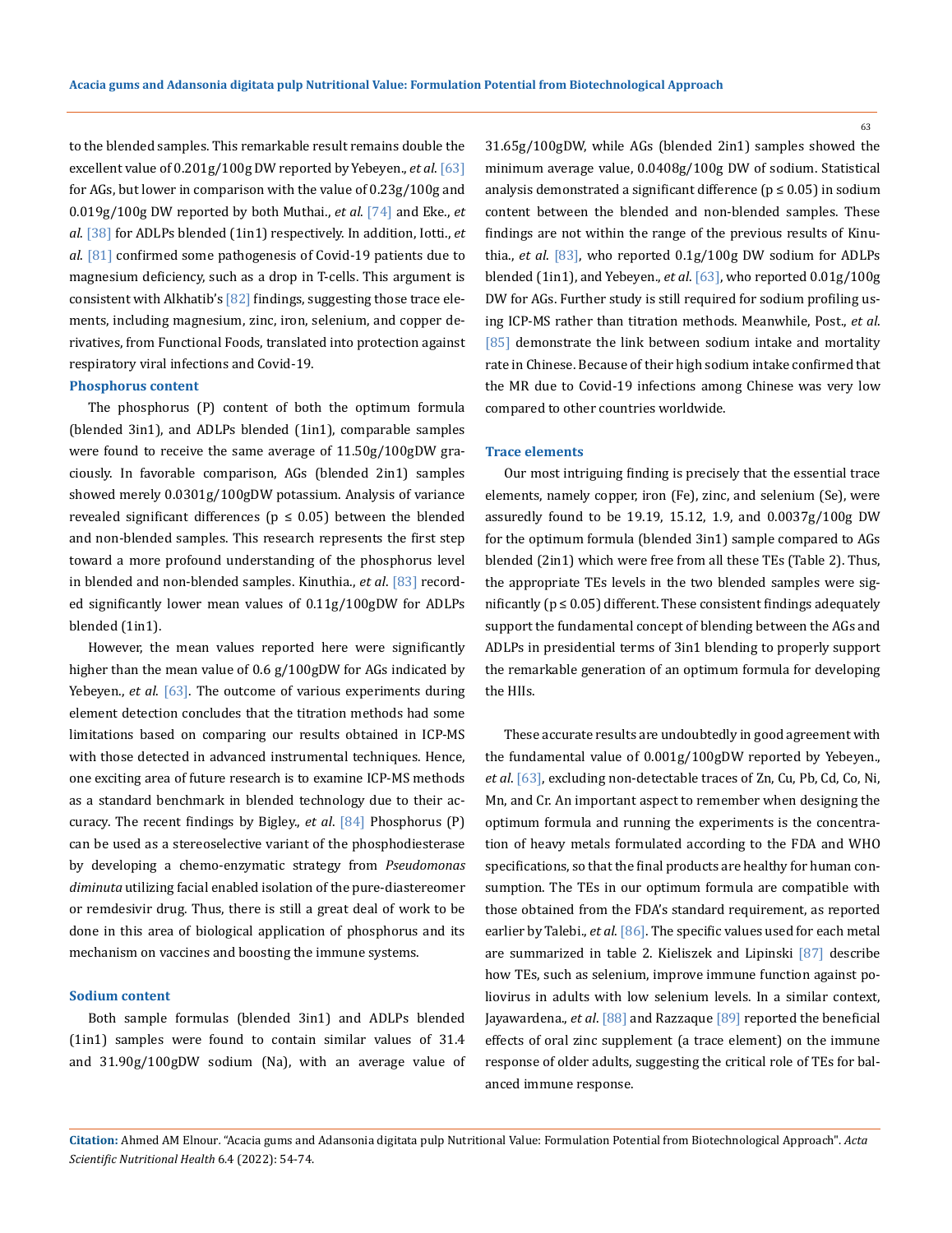to the blended samples. This remarkable result remains double the excellent value of 0.201g/100g DW reported by Yebeyen., *et al*. [63] for AGs, but lower in comparison with the value of 0.23g/100g and 0.019g/100g DW reported by both Muthai., *et al*. [74] and Eke., *et al*. [38] for ADLPs blended (1in1) respectively. In addition, Iotti., *et al*. [81] confirmed some pathogenesis of Covid-19 patients due to magnesium deficiency, such as a drop in T-cells. This argument is consistent with Alkhatib's [82] findings, suggesting those trace elements, including magnesium, zinc, iron, selenium, and copper derivatives, from Functional Foods, translated into protection against respiratory viral infections and Covid-19.

### Phosphorus content

The phosphorus (P) content of both the optimum formula (blended 3in1), and ADLPs blended (1in1), comparable samples were found to receive the same average of 11.50g/100gDW graciously. In favorable comparison, AGs (blended 2in1) samples showed merely 0.0301g/100gDW potassium. Analysis of variance revealed significant differences ($p \leq 0.05$) between the blended and non-blended samples. This research represents the first step toward a more profound understanding of the phosphorus level in blended and non-blended samples. Kinuthia., *et al*. [83] recorded significantly lower mean values of 0.11g/100gDW for ADLPs blended (1in1).

However, the mean values reported here were significantly higher than the mean value of 0.6 g/100gDW for AGs indicated by Yebeyen., *et al*. [63]. The outcome of various experiments during element detection concludes that the titration methods had some limitations based on comparing our results obtained in ICP-MS with those detected in advanced instrumental techniques. Hence, one exciting area of future research is to examine ICP-MS methods as a standard benchmark in blended technology due to their accuracy. The recent findings by Bigley., *et al*. [84] Phosphorus (P) can be used as a stereoselective variant of the phosphodiesterase by developing a chemo-enzymatic strategy from *Pseudomonas diminuta* utilizing facial enabled isolation of the pure-diastereomer or remdesivir drug. Thus, there is still a great deal of work to be done in this area of biological application of phosphorus and its mechanism on vaccines and boosting the immune systems.

### Sodium content

Both sample formulas (blended 3in1) and ADLPs blended (1in1) samples were found to contain similar values of 31.4 and 31.90g/100gDW sodium (Na), with an average value of 31.65g/100gDW, while AGs (blended 2in1) samples showed the minimum average value, 0.0408g/100g DW of sodium. Statistical analysis demonstrated a significant difference ($p \leq 0.05$) in sodium content between the blended and non-blended samples. These findings are not within the range of the previous results of Kinuthia., *et al*. [83], who reported 0.1g/100g DW sodium for ADLPs blended (1in1), and Yebeyen., *et al*. [63], who reported 0.01g/100g DW for AGs. Further study is still required for sodium profiling using ICP-MS rather than titration methods. Meanwhile, Post., *et al*. [85] demonstrate the link between sodium intake and mortality rate in Chinese. Because of their high sodium intake confirmed that the MR due to Covid-19 infections among Chinese was very low compared to other countries worldwide.

### Trace elements

Our most intriguing finding is precisely that the essential trace elements, namely copper, iron (Fe), zinc, and selenium (Se), were assuredly found to be 19.19, 15.12, 1.9, and 0.0037g/100g DW for the optimum formula (blended 3in1) sample compared to AGs blended (2in1) which were free from all these TEs (Table 2). Thus, the appropriate TEs levels in the two blended samples were significantly ($p \leq 0.05$) different. These consistent findings adequately support the fundamental concept of blending between the AGs and ADLPs in presidential terms of 3in1 blending to properly support the remarkable generation of an optimum formula for developing the HIIs.

These accurate results are undoubtedly in good agreement with the fundamental value of 0.001g/100gDW reported by Yebeyen., *et al*. [63], excluding non-detectable traces of Zn, Cu, Pb, Cd, Co, Ni, Mn, and Cr. An important aspect to remember when designing the optimum formula and running the experiments is the concentration of heavy metals formulated according to the FDA and WHO specifications, so that the final products are healthy for human consumption. The TEs in our optimum formula are compatible with those obtained from the FDA's standard requirement, as reported earlier by Talebi., *et al*. [86]. The specific values used for each metal are summarized in table 2. Kieliszek and Lipinski [87] describe how TEs, such as selenium, improve immune function against poliovirus in adults with low selenium levels. In a similar context, Jayawardena., *et al*. [88] and Razzaque [89] reported the beneficial effects of oral zinc supplement (a trace element) on the immune response of older adults, suggesting the critical role of TEs for balanced immune response.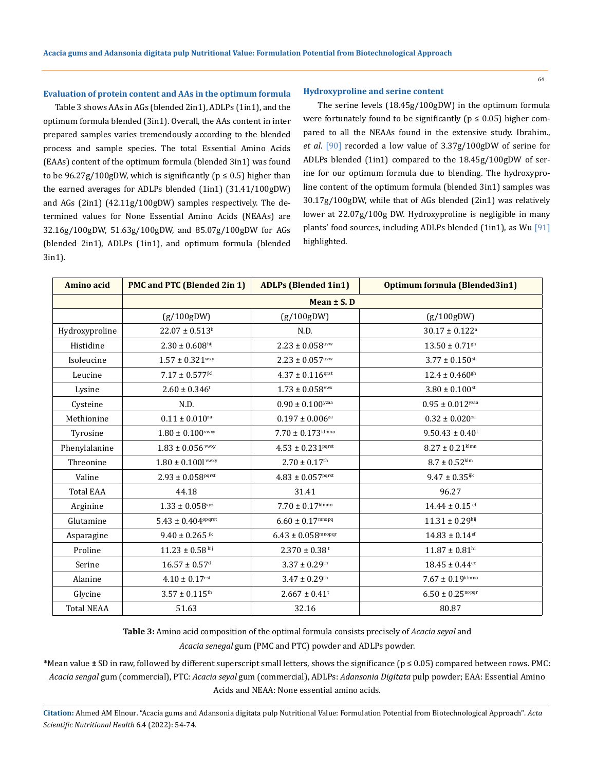### Evaluation of protein content and AAs in the optimum formula

Table 3 shows AAs in AGs (blended 2in1), ADLPs (1in1), and the optimum formula blended (3in1). Overall, the AAs content in inter prepared samples varies tremendously according to the blended process and sample species. The total Essential Amino Acids (EAAs) content of the optimum formula (blended 3in1) was found to be 96.27g/100gDW, which is significantly ($p \leq 0.5$) higher than the earned averages for ADLPs blended (1in1) (31.41/100gDW) and AGs (2in1) (42.11g/100gDW) samples respectively. The determined values for None Essential Amino Acids (NEAAs) are 32.16g/100gDW, 51.63g/100gDW, and 85.07g/100gDW for AGs (blended 2in1), ADLPs (1in1), and optimum formula (blended 3in1).

### Hydroxyproline and serine content

The serine levels (18.45g/100gDW) in the optimum formula were fortunately found to be significantly ($p \leq 0.05$) higher compared to all the NEAAs found in the extensive study. Ibrahim., *et al*. [90] recorded a low value of 3.37g/100gDW of serine for ADLPs blended (1in1) compared to the 18.45g/100gDW of serine for our optimum formula due to blending. The hydroxyproline content of the optimum formula (blended 3in1) samples was 30.17g/100gDW, while that of AGs blended (2in1) was relatively lower at 22.07g/100g DW. Hydroxyproline is negligible in many plants' food sources, including ADLPs blended (1in1), as Wu [91] highlighted.

| Amino acid | PMC and PTC (Blended 2in 1) | ADLPs (Blended 1in1) | Optimum formula (Blended3in1) |
|---|---|---|---|
| | **Mean ± S. D** | | |
| | (g/100gDW) | (g/100gDW) | (g/100gDW) |
| Hydroxyproline | 22.07 ± 0.513[b] | N.D. | 30.17 ± 0.122[a] |
| Histidine | 2.30 ± 0.608[hij] | 2.23 ± 0.058[uvw] | 13.50 ± 0.71[gh] |
| Isoleucine | 1.57 ± 0.321[wxy] | 2.23 ± 0.057[uvw] | 3.77 ± 0.150[st] |
| Leucine | 7.17 ± 0.577[jkl] | 4.37 ± 0.116[qrst] | 12.4 ± 0.460[gh] |
| Lysine | 2.60 ± 0.346[t] | 1.73 ± 0.058[vwx] | 3.80 ± 0.100[st] |
| Cysteine | N.D. | 0.90 ± 0.100[yzaa] | 0.95 ± 0.012[yzaa] |
| Methionine | 0.11 ± 0.010[za] | 0.197 ± 0.006[za] | 0.32 ± 0.020[za] |
| Tyrosine | 1.80 ± 0.100[vwxy] | 7.70 ± 0.173[klmno] | 9.50.43 ± 0.40[f] |
| Phenylalanine | 1.83 ± 0.056 [vwxy] | 4.53 ± 0.231[pqrst] | 8.27 ± 0.21[klmn] |
| Threonine | 1.80 ± 0.100l [vwxy] | 2.70 ± 0.17[th] | 8.7 ± 0.52[klm] |
| Valine | 2.93 ± 0.058[pqrst] | 4.83 ± 0.057[pqrst] | 9.47 ± 0.35[ijk] |
| Total EAA | 44.18 | 31.41 | 96.27 |
| Arginine | 1.33 ± 0.058[xyz] | 7.70 ± 0.17[klmno] | 14.44 ± 0.15 [ef] |
| Glutamine | 5.43 ± 0.404[opqrst] | 6.60 ± 0.17[mnopq] | 11.31 ± 0.29[hij] |
| Asparagine | 9.40 ± 0.265 [jk] | 6.43 ± 0.058[mnopqr] | 14.83 ± 0.14[ef] |
| Proline | 11.23 ± 0.58 [hij] | 2.370 ± 0.38 [t] | 11.87 ± 0.81[hi] |
| Serine | 16.57 ± 0.57[d] | 3.37 ± 0.29[th] | 18.45 ± 0.44[ec] |
| Alanine | 4.10 ± 0.17[rst] | 3.47 ± 0.29[th] | 7.67 ± 0.19[klmno] |
| Glycine | 3.57 ± 0.115[th] | 2.667 ± 0.41[t] | 6.50 ± 0.25[nopqr] |
| Total NEAA | 51.63 | 32.16 | 80.87 |

**Table 3:** Amino acid composition of the optimal formula consists precisely of *Acacia seyal* and *Acacia senegal* gum (PMC and PTC) powder and ADLPs powder.

*Mean value ± SD in raw, followed by different superscript small letters, shows the significance ($p \leq 0.05$) compared between rows. PMC: *Acacia sengal* gum (commercial), PTC: *Acacia seyal* gum (commercial), ADLPs: *Adansonia Digitata* pulp powder; EAA: Essential Amino Acids and NEAA: None essential amino acids.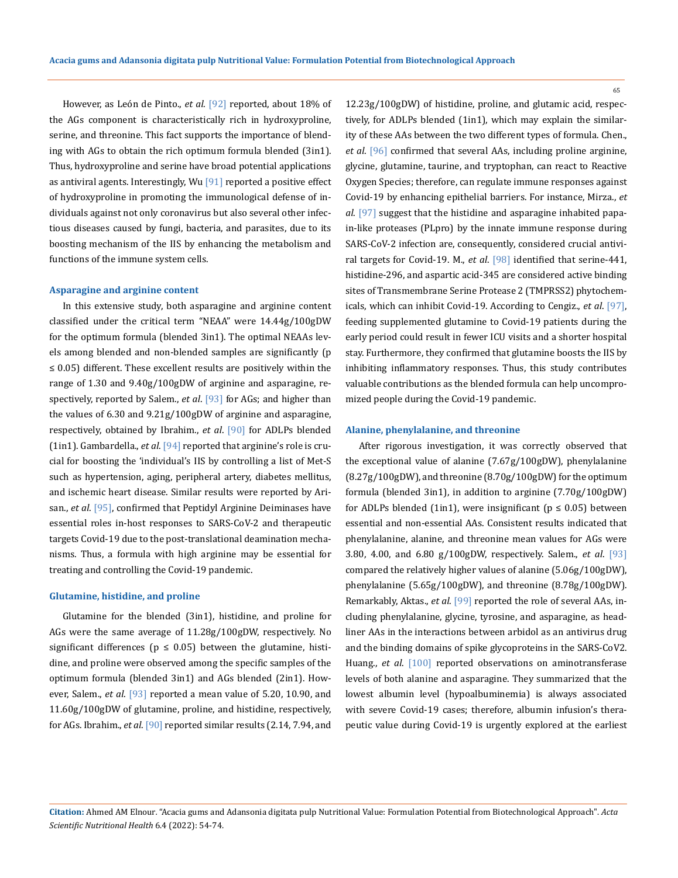However, as León de Pinto., *et al*. [92] reported, about 18% of the AGs component is characteristically rich in hydroxyproline, serine, and threonine. This fact supports the importance of blending with AGs to obtain the rich optimum formula blended (3in1). Thus, hydroxyproline and serine have broad potential applications as antiviral agents. Interestingly, Wu [91] reported a positive effect of hydroxyproline in promoting the immunological defense of individuals against not only coronavirus but also several other infectious diseases caused by fungi, bacteria, and parasites, due to its boosting mechanism of the IIS by enhancing the metabolism and functions of the immune system cells.

### Asparagine and arginine content

In this extensive study, both asparagine and arginine content classified under the critical term "NEAA" were 14.44g/100gDW for the optimum formula (blended 3in1). The optimal NEAAs levels among blended and non-blended samples are significantly ($p \leq 0.05$) different. These excellent results are positively within the range of 1.30 and 9.40g/100gDW of arginine and asparagine, respectively, reported by Salem., *et al*. [93] for AGs; and higher than the values of 6.30 and 9.21g/100gDW of arginine and asparagine, respectively, obtained by Ibrahim., *et al*. [90] for ADLPs blended (1in1). Gambardella., *et al*. [94] reported that arginine's role is crucial for boosting the 'individual's IIS by controlling a list of Met-S such as hypertension, aging, peripheral artery, diabetes mellitus, and ischemic heart disease. Similar results were reported by Arisan., *et al*. [95], confirmed that Peptidyl Arginine Deiminases have essential roles in-host responses to SARS-CoV-2 and therapeutic targets Covid-19 due to the post-translational deamination mechanisms. Thus, a formula with high arginine may be essential for treating and controlling the Covid-19 pandemic.

### Glutamine, histidine, and proline

Glutamine for the blended (3in1), histidine, and proline for AGs were the same average of 11.28g/100gDW, respectively. No significant differences ($p \leq 0.05$) between the glutamine, histidine, and proline were observed among the specific samples of the optimum formula (blended 3in1) and AGs blended (2in1). However, Salem., *et al*. [93] reported a mean value of 5.20, 10.90, and 11.60g/100gDW of glutamine, proline, and histidine, respectively, for AGs. Ibrahim., *et al*. [90] reported similar results (2.14, 7.94, and 12.23g/100gDW) of histidine, proline, and glutamic acid, respectively, for ADLPs blended (1in1), which may explain the similarity of these AAs between the two different types of formula. Chen., *et al*. [96] confirmed that several AAs, including proline arginine, glycine, glutamine, taurine, and tryptophan, can react to Reactive Oxygen Species; therefore, can regulate immune responses against Covid-19 by enhancing epithelial barriers. For instance, Mirza., *et al*. [97] suggest that the histidine and asparagine inhabited papain-like proteases (PLpro) by the innate immune response during SARS-CoV-2 infection are, consequently, considered crucial antiviral targets for Covid-19. M., *et al*. [98] identified that serine-441, histidine-296, and aspartic acid-345 are considered active binding sites of Transmembrane Serine Protease 2 (TMPRSS2) phytochemicals, which can inhibit Covid-19. According to Cengiz., *et al*. [97], feeding supplemented glutamine to Covid-19 patients during the early period could result in fewer ICU visits and a shorter hospital stay. Furthermore, they confirmed that glutamine boosts the IIS by inhibiting inflammatory responses. Thus, this study contributes valuable contributions as the blended formula can help uncompromized people during the Covid-19 pandemic.

### Alanine, phenylalanine, and threonine

After rigorous investigation, it was correctly observed that the exceptional value of alanine (7.67g/100gDW), phenylalanine (8.27g/100gDW), and threonine (8.70g/100gDW) for the optimum formula (blended 3in1), in addition to arginine (7.70g/100gDW) for ADLPs blended (1in1), were insignificant ($p \leq 0.05$) between essential and non-essential AAs. Consistent results indicated that phenylalanine, alanine, and threonine mean values for AGs were 3.80, 4.00, and 6.80 g/100gDW, respectively. Salem., *et al*. [93] compared the relatively higher values of alanine (5.06g/100gDW), phenylalanine (5.65g/100gDW), and threonine (8.78g/100gDW). Remarkably, Aktas., *et al*. [99] reported the role of several AAs, including phenylalanine, glycine, tyrosine, and asparagine, as headliner AAs in the interactions between arbidol as an antivirus drug and the binding domains of spike glycoproteins in the SARS-CoV2. Huang., *et al*. [100] reported observations on aminotransferase levels of both alanine and asparagine. They summarized that the lowest albumin level (hypoalbuminemia) is always associated with severe Covid-19 cases; therefore, albumin infusion's therapeutic value during Covid-19 is urgently explored at the earliest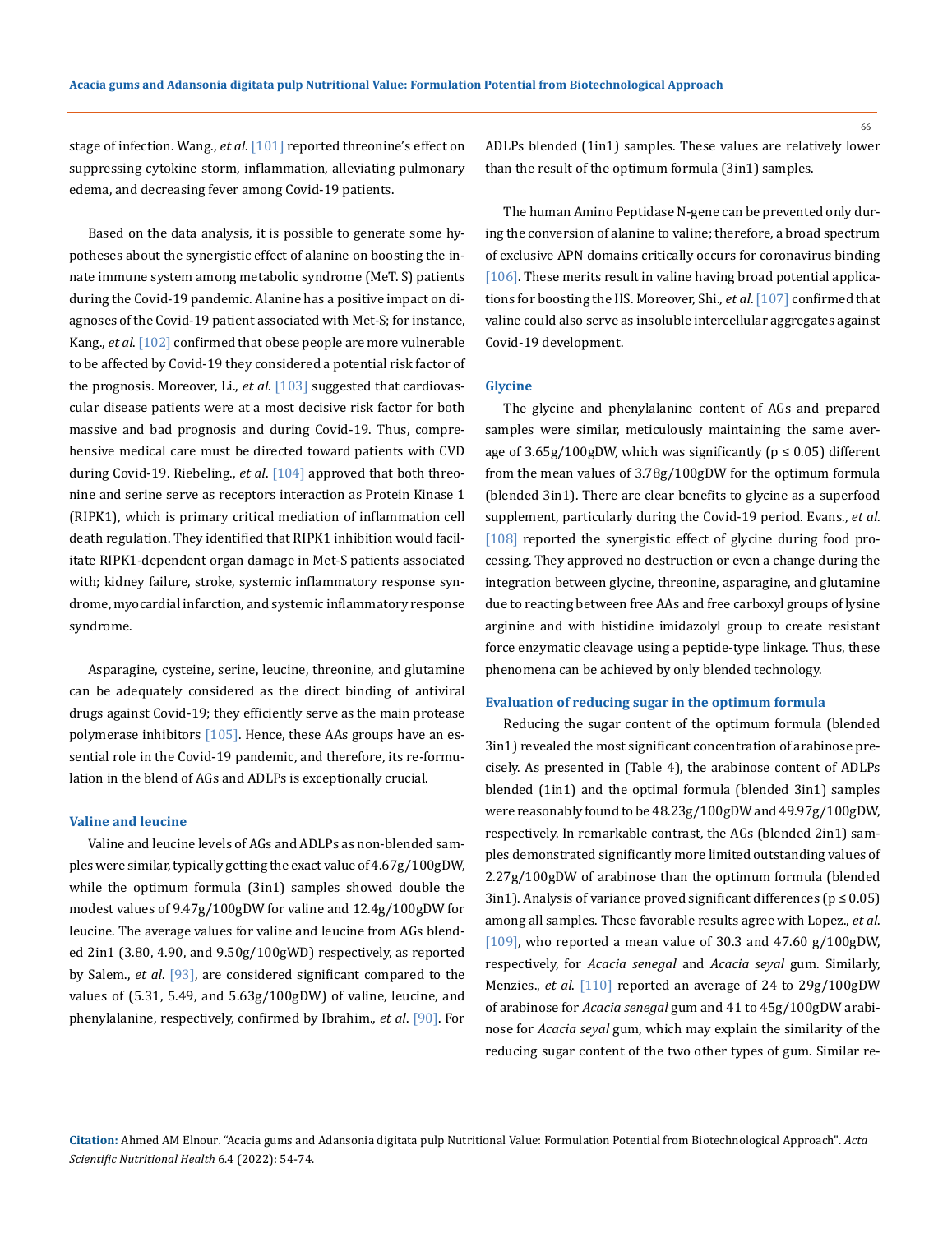stage of infection. Wang., *et al*. [101] reported threonine's effect on suppressing cytokine storm, inflammation, alleviating pulmonary edema, and decreasing fever among Covid-19 patients.

Based on the data analysis, it is possible to generate some hypotheses about the synergistic effect of alanine on boosting the innate immune system among metabolic syndrome (MeT. S) patients during the Covid-19 pandemic. Alanine has a positive impact on diagnoses of the Covid-19 patient associated with Met-S; for instance, Kang., *et al*. [102] confirmed that obese people are more vulnerable to be affected by Covid-19 they considered a potential risk factor of the prognosis. Moreover, Li., *et al*. [103] suggested that cardiovascular disease patients were at a most decisive risk factor for both massive and bad prognosis and during Covid-19. Thus, comprehensive medical care must be directed toward patients with CVD during Covid-19. Riebeling., *et al*. [104] approved that both threonine and serine serve as receptors interaction as Protein Kinase 1 (RIPK1), which is primary critical mediation of inflammation cell death regulation. They identified that RIPK1 inhibition would facilitate RIPK1-dependent organ damage in Met-S patients associated with; kidney failure, stroke, systemic inflammatory response syndrome, myocardial infarction, and systemic inflammatory response syndrome.

Asparagine, cysteine, serine, leucine, threonine, and glutamine can be adequately considered as the direct binding of antiviral drugs against Covid-19; they efficiently serve as the main protease polymerase inhibitors [105]. Hence, these AAs groups have an essential role in the Covid-19 pandemic, and therefore, its re-formulation in the blend of AGs and ADLPs is exceptionally crucial.

### Valine and leucine

Valine and leucine levels of AGs and ADLPs as non-blended samples were similar, typically getting the exact value of 4.67g/100gDW, while the optimum formula (3in1) samples showed double the modest values of 9.47g/100gDW for valine and 12.4g/100gDW for leucine. The average values for valine and leucine from AGs blended 2in1 (3.80, 4.90, and 9.50g/100gWD) respectively, as reported by Salem., *et al*. [93], are considered significant compared to the values of (5.31, 5.49, and 5.63g/100gDW) of valine, leucine, and phenylalanine, respectively, confirmed by Ibrahim., *et al*. [90]. For ADLPs blended (1in1) samples. These values are relatively lower than the result of the optimum formula (3in1) samples.

The human Amino Peptidase N-gene can be prevented only during the conversion of alanine to valine; therefore, a broad spectrum of exclusive APN domains critically occurs for coronavirus binding [106]. These merits result in valine having broad potential applications for boosting the IIS. Moreover, Shi., *et al*. [107] confirmed that valine could also serve as insoluble intercellular aggregates against Covid-19 development.

### Glycine

The glycine and phenylalanine content of AGs and prepared samples were similar, meticulously maintaining the same average of 3.65g/100gDW, which was significantly ($p \leq 0.05$) different from the mean values of 3.78g/100gDW for the optimum formula (blended 3in1). There are clear benefits to glycine as a superfood supplement, particularly during the Covid-19 period. Evans., *et al*. [108] reported the synergistic effect of glycine during food processing. They approved no destruction or even a change during the integration between glycine, threonine, asparagine, and glutamine due to reacting between free AAs and free carboxyl groups of lysine arginine and with histidine imidazolyl group to create resistant force enzymatic cleavage using a peptide-type linkage. Thus, these phenomena can be achieved by only blended technology.

### Evaluation of reducing sugar in the optimum formula

Reducing the sugar content of the optimum formula (blended 3in1) revealed the most significant concentration of arabinose precisely. As presented in (Table 4), the arabinose content of ADLPs blended (1in1) and the optimal formula (blended 3in1) samples were reasonably found to be 48.23g/100gDW and 49.97g/100gDW, respectively. In remarkable contrast, the AGs (blended 2in1) samples demonstrated significantly more limited outstanding values of 2.27g/100gDW of arabinose than the optimum formula (blended 3in1). Analysis of variance proved significant differences ($p \leq 0.05$) among all samples. These favorable results agree with Lopez., *et al*. [109], who reported a mean value of 30.3 and 47.60 g/100gDW, respectively, for *Acacia senegal* and *Acacia seyal* gum. Similarly, Menzies., *et al*. [110] reported an average of 24 to 29g/100gDW of arabinose for *Acacia senegal* gum and 41 to 45g/100gDW arabinose for *Acacia seyal* gum, which may explain the similarity of the reducing sugar content of the two other types of gum. Similar re-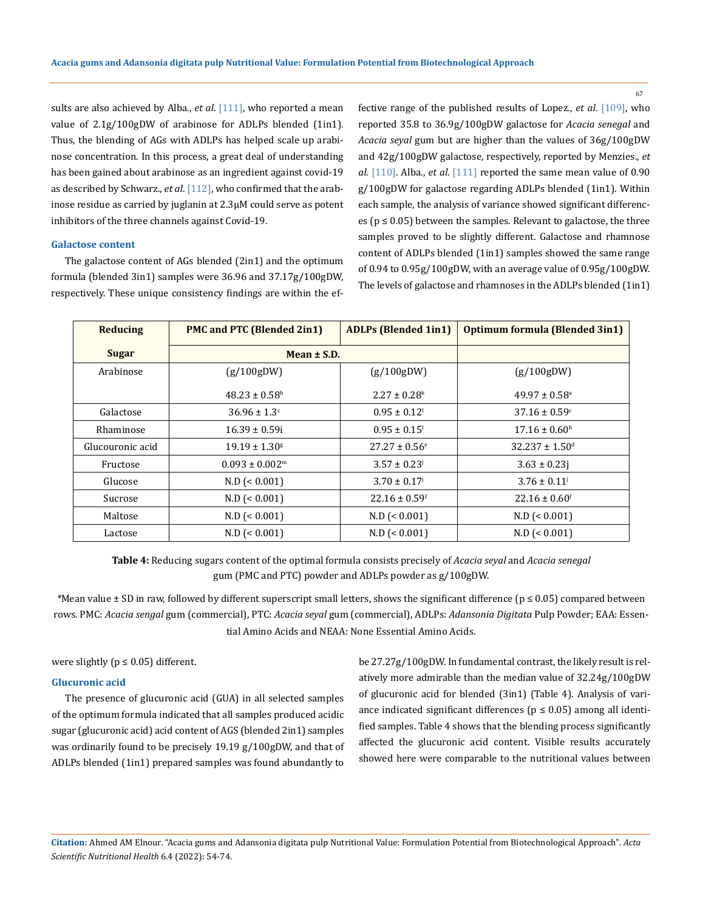sults are also achieved by Alba., *et al*. [111], who reported a mean value of 2.1g/100gDW of arabinose for ADLPs blended (1in1). Thus, the blending of AGs with ADLPs has helped scale up arabinose concentration. In this process, a great deal of understanding has been gained about arabinose as an ingredient against covid-19 as described by Schwarz., *et al*. [112], who confirmed that the arabinose residue as carried by juglanin at 2.3μM could serve as potent inhibitors of the three channels against Covid-19.

### Galactose content

The galactose content of AGs blended (2in1) and the optimum formula (blended 3in1) samples were 36.96 and 37.17g/100gDW, respectively. These unique consistency findings are within the effective range of the published results of Lopez., *et al*. [109], who reported 35.8 to 36.9g/100gDW galactose for *Acacia senegal* and *Acacia seyal* gum but are higher than the values of 36g/100gDW and 42g/100gDW galactose, respectively, reported by Menzies., *et al*. [110]. Alba., *et al*. [111] reported the same mean value of 0.90 g/100gDW for galactose regarding ADLPs blended (1in1). Within each sample, the analysis of variance showed significant differences ($p \leq 0.05$) between the samples. Relevant to galactose, the three samples proved to be slightly different. Galactose and rhamnose content of ADLPs blended (1in1) samples showed the same range of 0.94 to 0.95g/100gDW, with an average value of 0.95g/100gDW. The levels of galactose and rhamnoses in the ADLPs blended (1in1) were slightly ($p \leq 0.05$) different.

| Reducing Sugar | PMC and PTC (Blended 2in1) | ADLPs (Blended 1in1) | Optimum formula (Blended 3in1) |
|---|---|---|---|
| | Mean ± S.D. | | |
| | (g/100gDW) | (g/100gDW) | (g/100gDW) |
| Arabinose | 48.23 ± 0.58[b] | 2.27 ± 0.28[k] | 49.97 ± 0.58[a] |
| Galactose | 36.96 ± 1.3[c] | 0.95 ± 0.12[l] | 37.16 ± 0.59[c] |
| Rhaminose | 16.39 ± 0.59i | 0.95 ± 0.15[l] | 17.16 ± 0.60[h] |
| Glucouronic acid | 19.19 ± 1.30[g] | 27.27 ± 0.56[e] | 32.237 ± 1.50[d] |
| Fructose | 0.093 ± 0.002[m] | 3.57 ± 0.23[j] | 3.63 ± 0.23j |
| Glucose | N.D (< 0.001) | 3.70 ± 0.17[j] | 3.76 ± 0.11[j] |
| Sucrose | N.D (< 0.001) | 22.16 ± 0.59[f] | 22.16 ± 0.60[f] |
| Maltose | N.D (< 0.001) | N.D (< 0.001) | N.D (< 0.001) |
| Lactose | N.D (< 0.001) | N.D (< 0.001) | N.D (< 0.001) |

**Table 4:** Reducing sugars content of the optimal formula consists precisely of *Acacia seyal* and *Acacia senegal* gum (PMC and PTC) powder and ADLPs powder as g/100gDW.

*Mean value ± SD in raw, followed by different superscript small letters, shows the significant difference ($p \leq 0.05$) compared between rows. PMC: *Acacia sengal* gum (commercial), PTC: *Acacia seyal* gum (commercial), ADLPs: *Adansonia Digitata* Pulp Powder; EAA: Essential Amino Acids and NEAA: None Essential Amino Acids.

### Glucuronic acid

The presence of glucuronic acid (GUA) in all selected samples of the optimum formula indicated that all samples produced acidic sugar (glucuronic acid) acid content of AGS (blended 2in1) samples was ordinarily found to be precisely 19.19 g/100gDW, and that of ADLPs blended (1in1) prepared samples was found abundantly to be 27.27g/100gDW. In fundamental contrast, the likely result is relatively more admirable than the median value of 32.24g/100gDW of glucuronic acid for blended (3in1) (Table 4). Analysis of variance indicated significant differences ($p \leq 0.05$) among all identified samples. Table 4 shows that the blending process significantly affected the glucuronic acid content. Visible results accurately showed here were comparable to the nutritional values between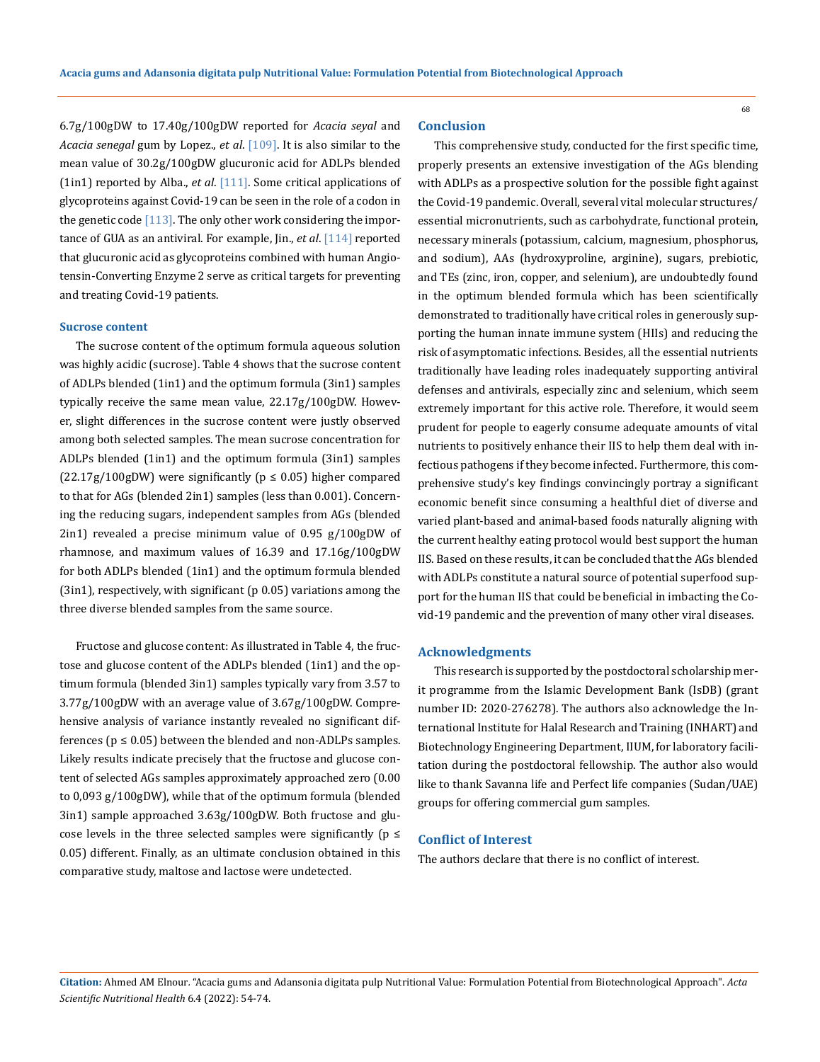6.7g/100gDW to 17.40g/100gDW reported for *Acacia seyal* and *Acacia senegal* gum by Lopez., *et al*. [109]. It is also similar to the mean value of 30.2g/100gDW glucuronic acid for ADLPs blended (1in1) reported by Alba., *et al*. [111]. Some critical applications of glycoproteins against Covid-19 can be seen in the role of a codon in the genetic code [113]. The only other work considering the importance of GUA as an antiviral. For example, Jin., *et al*. [114] reported that glucuronic acid as glycoproteins combined with human Angiotensin-Converting Enzyme 2 serve as critical targets for preventing and treating Covid-19 patients.

### Sucrose content

The sucrose content of the optimum formula aqueous solution was highly acidic (sucrose). Table 4 shows that the sucrose content of ADLPs blended (1in1) and the optimum formula (3in1) samples typically receive the same mean value, 22.17g/100gDW. However, slight differences in the sucrose content were justly observed among both selected samples. The mean sucrose concentration for ADLPs blended (1in1) and the optimum formula (3in1) samples (22.17g/100gDW) were significantly ($p \leq 0.05$) higher compared to that for AGs (blended 2in1) samples (less than 0.001). Concerning the reducing sugars, independent samples from AGs (blended 2in1) revealed a precise minimum value of 0.95 g/100gDW of rhamnose, and maximum values of 16.39 and 17.16g/100gDW for both ADLPs blended (1in1) and the optimum formula blended (3in1), respectively, with significant (p 0.05) variations among the three diverse blended samples from the same source.

Fructose and glucose content: As illustrated in Table 4, the fructose and glucose content of the ADLPs blended (1in1) and the optimum formula (blended 3in1) samples typically vary from 3.57 to 3.77g/100gDW with an average value of 3.67g/100gDW. Comprehensive analysis of variance instantly revealed no significant differences ($p \leq 0.05$) between the blended and non-ADLPs samples. Likely results indicate precisely that the fructose and glucose content of selected AGs samples approximately approached zero (0.00 to 0,093 g/100gDW), while that of the optimum formula (blended 3in1) sample approached 3.63g/100gDW. Both fructose and glucose levels in the three selected samples were significantly ($p \leq 0.05$) different. Finally, as an ultimate conclusion obtained in this comparative study, maltose and lactose were undetected.

## Conclusion

This comprehensive study, conducted for the first specific time, properly presents an extensive investigation of the AGs blending with ADLPs as a prospective solution for the possible fight against the Covid-19 pandemic. Overall, several vital molecular structures/ essential micronutrients, such as carbohydrate, functional protein, necessary minerals (potassium, calcium, magnesium, phosphorus, and sodium), AAs (hydroxyproline, arginine), sugars, prebiotic, and TEs (zinc, iron, copper, and selenium), are undoubtedly found in the optimum blended formula which has been scientifically demonstrated to traditionally have critical roles in generously supporting the human innate immune system (HIIs) and reducing the risk of asymptomatic infections. Besides, all the essential nutrients traditionally have leading roles inadequately supporting antiviral defenses and antivirals, especially zinc and selenium, which seem extremely important for this active role. Therefore, it would seem prudent for people to eagerly consume adequate amounts of vital nutrients to positively enhance their IIS to help them deal with infectious pathogens if they become infected. Furthermore, this comprehensive study's key findings convincingly portray a significant economic benefit since consuming a healthful diet of diverse and varied plant-based and animal-based foods naturally aligning with the current healthy eating protocol would best support the human IIS. Based on these results, it can be concluded that the AGs blended with ADLPs constitute a natural source of potential superfood support for the human IIS that could be beneficial in imbacting the Covid-19 pandemic and the prevention of many other viral diseases.

## Acknowledgments

This research is supported by the postdoctoral scholarship merit programme from the Islamic Development Bank (IsDB) (grant number ID: 2020-276278). The authors also acknowledge the International Institute for Halal Research and Training (INHART) and Biotechnology Engineering Department, IIUM, for laboratory facilitation during the postdoctoral fellowship. The author also would like to thank Savanna life and Perfect life companies (Sudan/UAE) groups for offering commercial gum samples.

## Conflict of Interest

The authors declare that there is no conflict of interest.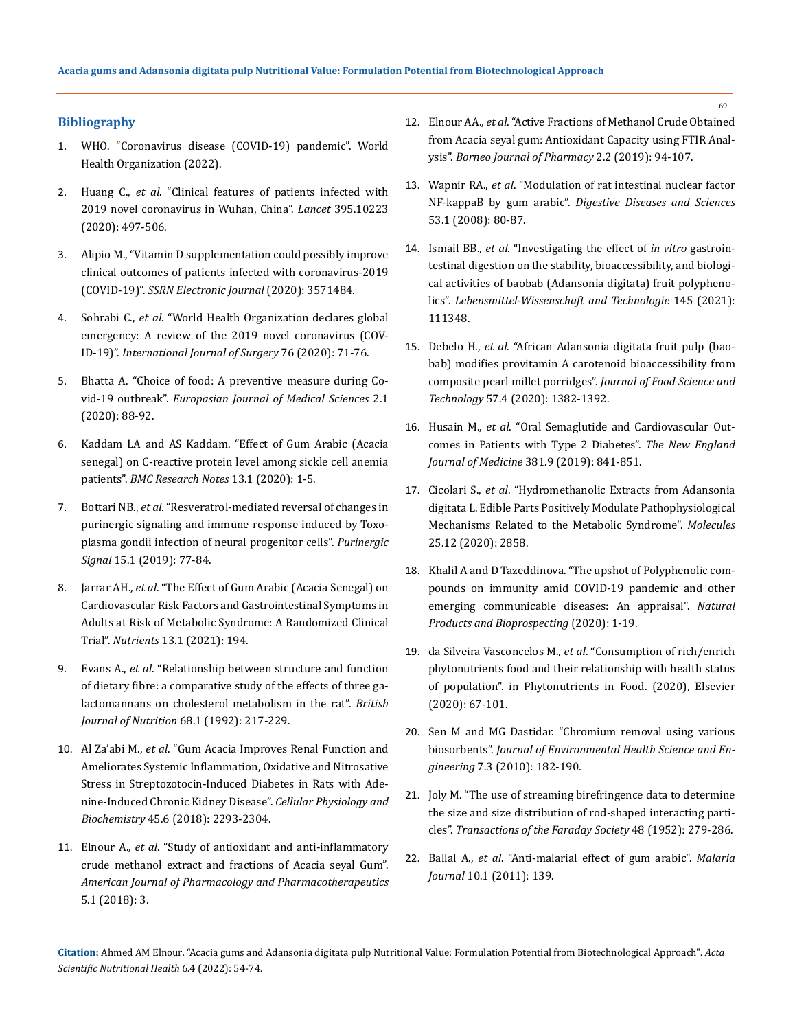## Bibliography

1. WHO. "Coronavirus disease (COVID-19) pandemic". World Health Organization (2022).
2. Huang C., *et al*. "Clinical features of patients infected with 2019 novel coronavirus in Wuhan, China". *Lancet* 395.10223 (2020): 497-506.
3. Alipio M., "Vitamin D supplementation could possibly improve clinical outcomes of patients infected with coronavirus-2019 (COVID-19)". *SSRN Electronic Journal* (2020): 3571484.
4. Sohrabi C., *et al*. "World Health Organization declares global emergency: A review of the 2019 novel coronavirus (COVID-19)". *International Journal of Surgery* 76 (2020): 71-76.
5. Bhatta A. "Choice of food: A preventive measure during Covid-19 outbreak". *Europasian Journal of Medical Sciences* 2.1 (2020): 88-92.
6. Kaddam LA and AS Kaddam. "Effect of Gum Arabic (Acacia senegal) on C-reactive protein level among sickle cell anemia patients". *BMC Research Notes* 13.1 (2020): 1-5.
7. Bottari NB., *et al*. "Resveratrol-mediated reversal of changes in purinergic signaling and immune response induced by Toxoplasma gondii infection of neural progenitor cells". *Purinergic Signal* 15.1 (2019): 77-84.
8. Jarrar AH., *et al*. "The Effect of Gum Arabic (Acacia Senegal) on Cardiovascular Risk Factors and Gastrointestinal Symptoms in Adults at Risk of Metabolic Syndrome: A Randomized Clinical Trial". *Nutrients* 13.1 (2021): 194.
9. Evans A., *et al*. "Relationship between structure and function of dietary fibre: a comparative study of the effects of three galactomannans on cholesterol metabolism in the rat". *British Journal of Nutrition* 68.1 (1992): 217-229.
10. Al Za'abi M., *et al*. "Gum Acacia Improves Renal Function and Ameliorates Systemic Inflammation, Oxidative and Nitrosative Stress in Streptozotocin-Induced Diabetes in Rats with Adenine-Induced Chronic Kidney Disease". *Cellular Physiology and Biochemistry* 45.6 (2018): 2293-2304.
11. Elnour A., *et al*. "Study of antioxidant and anti-inflammatory crude methanol extract and fractions of Acacia seyal Gum". *American Journal of Pharmacology and Pharmacotherapeutics* 5.1 (2018): 3.
12. Elnour AA., *et al*. "Active Fractions of Methanol Crude Obtained from Acacia seyal gum: Antioxidant Capacity using FTIR Analysis". *Borneo Journal of Pharmacy* 2.2 (2019): 94-107.
13. Wapnir RA., *et al*. "Modulation of rat intestinal nuclear factor NF-kappaB by gum arabic". *Digestive Diseases and Sciences* 53.1 (2008): 80-87.
14. Ismail BB., *et al*. "Investigating the effect of *in vitro* gastrointestinal digestion on the stability, bioaccessibility, and biological activities of baobab (Adansonia digitata) fruit polyphenolics". *Lebensmittel-Wissenschaft and Technologie* 145 (2021): 111348.
15. Debelo H., *et al*. "African Adansonia digitata fruit pulp (baobab) modifies provitamin A carotenoid bioaccessibility from composite pearl millet porridges". *Journal of Food Science and Technology* 57.4 (2020): 1382-1392.
16. Husain M., *et al*. "Oral Semaglutide and Cardiovascular Outcomes in Patients with Type 2 Diabetes". *The New England Journal of Medicine* 381.9 (2019): 841-851.
17. Cicolari S., *et al*. "Hydromethanolic Extracts from Adansonia digitata L. Edible Parts Positively Modulate Pathophysiological Mechanisms Related to the Metabolic Syndrome". *Molecules* 25.12 (2020): 2858.
18. Khalil A and D Tazeddinova. "The upshot of Polyphenolic compounds on immunity amid COVID-19 pandemic and other emerging communicable diseases: An appraisal". *Natural Products and Bioprospecting* (2020): 1-19.
19. da Silveira Vasconcelos M., *et al*. "Consumption of rich/enrich phytonutrients food and their relationship with health status of population". in Phytonutrients in Food. (2020), Elsevier (2020): 67-101.
20. Sen M and MG Dastidar. "Chromium removal using various biosorbents". *Journal of Environmental Health Science and Engineering* 7.3 (2010): 182-190.
21. Joly M. "The use of streaming birefringence data to determine the size and size distribution of rod-shaped interacting particles". *Transactions of the Faraday Society* 48 (1952): 279-286.
22. Ballal A., *et al*. "Anti-malarial effect of gum arabic". *Malaria Journal* 10.1 (2011): 139.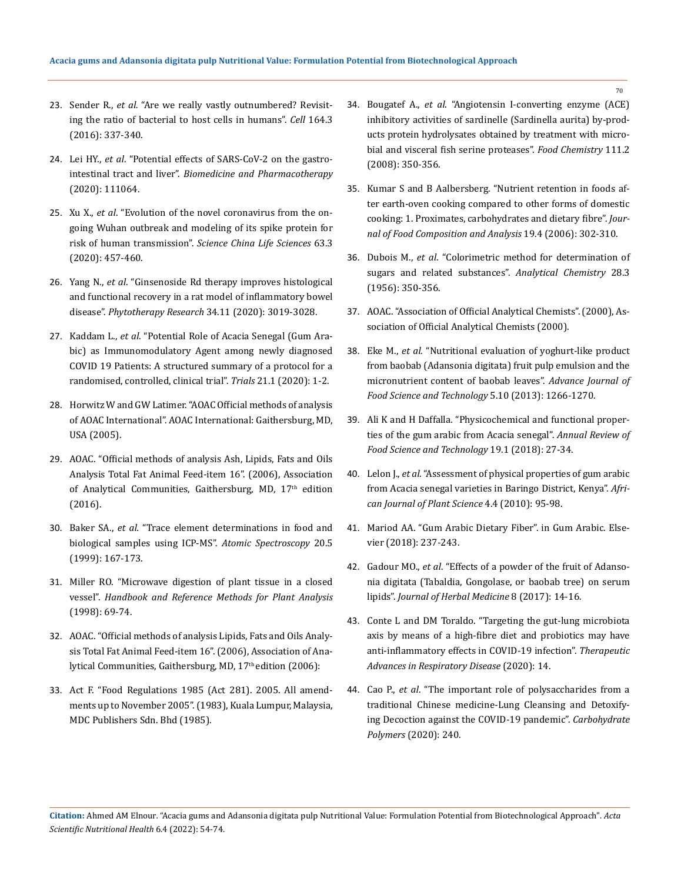23. Sender R., *et al.* "Are we really vastly outnumbered? Revisiting the ratio of bacterial to host cells in humans". *Cell* 164.3 (2016): 337-340.

24. Lei HY., *et al*. "Potential effects of SARS-CoV-2 on the gastrointestinal tract and liver". *Biomedicine and Pharmacotherapy* (2020): 111064.

25. Xu X., *et al*. "Evolution of the novel coronavirus from the ongoing Wuhan outbreak and modeling of its spike protein for risk of human transmission". *Science China Life Sciences* 63.3 (2020): 457-460.

26. Yang N., *et al*. "Ginsenoside Rd therapy improves histological and functional recovery in a rat model of inflammatory bowel disease". *Phytotherapy Research* 34.11 (2020): 3019-3028.

27. Kaddam L., *et al*. "Potential Role of Acacia Senegal (Gum Arabic) as Immunomodulatory Agent among newly diagnosed COVID 19 Patients: A structured summary of a protocol for a randomised, controlled, clinical trial". *Trials* 21.1 (2020): 1-2.

28. Horwitz W and GW Latimer. "AOAC Official methods of analysis of AOAC International". AOAC International: Gaithersburg, MD, USA (2005).

29. AOAC. "Official methods of analysis Ash, Lipids, Fats and Oils Analysis Total Fat Animal Feed-item 16". (2006), Association of Analytical Communities, Gaithersburg, MD, 17th edition (2016).

30. Baker SA., *et al.* "Trace element determinations in food and biological samples using ICP-MS". *Atomic Spectroscopy* 20.5 (1999): 167-173.

31. Miller RO. "Microwave digestion of plant tissue in a closed vessel". *Handbook and Reference Methods for Plant Analysis* (1998): 69-74.

32. AOAC. "Official methods of analysis Lipids, Fats and Oils Analysis Total Fat Animal Feed-item 16". (2006), Association of Analytical Communities, Gaithersburg, MD, 17th edition (2006):

33. Act F. "Food Regulations 1985 (Act 281). 2005. All amendments up to November 2005". (1983), Kuala Lumpur, Malaysia, MDC Publishers Sdn. Bhd (1985).

34. Bougatef A., *et al*. "Angiotensin I-converting enzyme (ACE) inhibitory activities of sardinelle (Sardinella aurita) by-products protein hydrolysates obtained by treatment with microbial and visceral fish serine proteases". *Food Chemistry* 111.2 (2008): 350-356.

35. Kumar S and B Aalbersberg. "Nutrient retention in foods after earth-oven cooking compared to other forms of domestic cooking: 1. Proximates, carbohydrates and dietary fibre". *Journal of Food Composition and Analysis* 19.4 (2006): 302-310.

36. Dubois M., *et al*. "Colorimetric method for determination of sugars and related substances". *Analytical Chemistry* 28.3 (1956): 350-356.

37. AOAC. "Association of Official Analytical Chemists". (2000), Association of Official Analytical Chemists (2000).

38. Eke M., *et al*. "Nutritional evaluation of yoghurt-like product from baobab (Adansonia digitata) fruit pulp emulsion and the micronutrient content of baobab leaves". *Advance Journal of Food Science and Technology* 5.10 (2013): 1266-1270.

39. Ali K and H Daffalla. "Physicochemical and functional properties of the gum arabic from Acacia senegal". *Annual Review of Food Science and Technology* 19.1 (2018): 27-34.

40. Lelon J., *et al*. "Assessment of physical properties of gum arabic from Acacia senegal varieties in Baringo District, Kenya". *African Journal of Plant Science* 4.4 (2010): 95-98.

41. Mariod AA. "Gum Arabic Dietary Fiber". in Gum Arabic. Elsevier (2018): 237-243.

42. Gadour MO., *et al*. "Effects of a powder of the fruit of Adansonia digitata (Tabaldia, Gongolase, or baobab tree) on serum lipids". *Journal of Herbal Medicine* 8 (2017): 14-16.

43. Conte L and DM Toraldo. "Targeting the gut-lung microbiota axis by means of a high-fibre diet and probiotics may have anti-inflammatory effects in COVID-19 infection". *Therapeutic Advances in Respiratory Disease* (2020): 14.

44. Cao P., *et al*. "The important role of polysaccharides from a traditional Chinese medicine-Lung Cleansing and Detoxifying Decoction against the COVID-19 pandemic". *Carbohydrate Polymers* (2020): 240.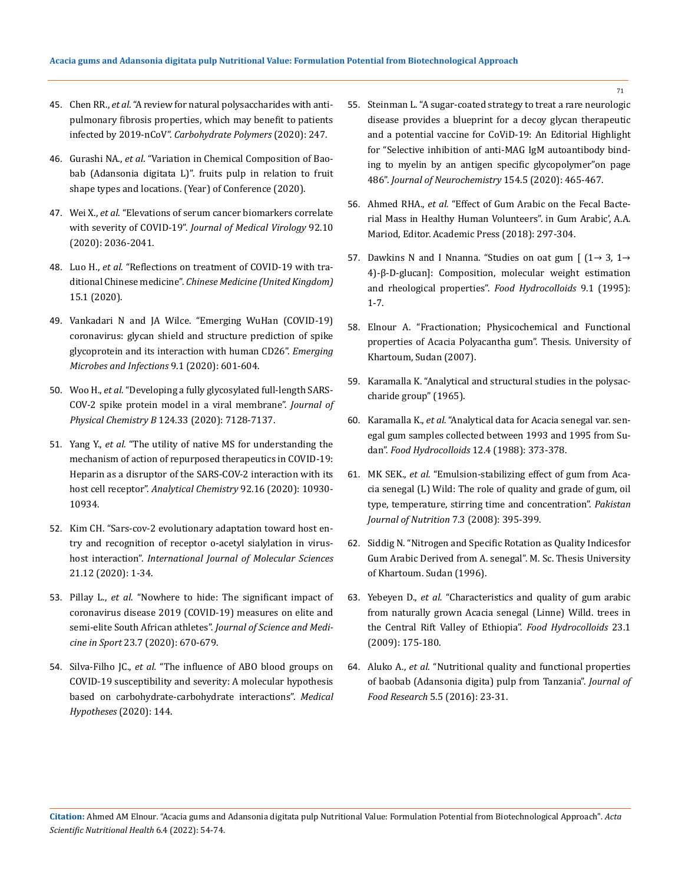45. Chen RR., *et al*. "A review for natural polysaccharides with anti-pulmonary fibrosis properties, which may benefit to patients infected by 2019-nCoV". *Carbohydrate Polymers* (2020): 247.

46. Gurashi NA., *et al*. "Variation in Chemical Composition of Baobab (Adansonia digitata L)". fruits pulp in relation to fruit shape types and locations. (Year) of Conference (2020).

47. Wei X., *et al*. "Elevations of serum cancer biomarkers correlate with severity of COVID-19". *Journal of Medical Virology* 92.10 (2020): 2036-2041.

48. Luo H., *et al*. "Reflections on treatment of COVID-19 with traditional Chinese medicine". *Chinese Medicine (United Kingdom)* 15.1 (2020).

49. Vankadari N and JA Wilce. "Emerging WuHan (COVID-19) coronavirus: glycan shield and structure prediction of spike glycoprotein and its interaction with human CD26". *Emerging Microbes and Infections* 9.1 (2020): 601-604.

50. Woo H., *et al*. "Developing a fully glycosylated full-length SARS-COV-2 spike protein model in a viral membrane". *Journal of Physical Chemistry B* 124.33 (2020): 7128-7137.

51. Yang Y., *et al.* "The utility of native MS for understanding the mechanism of action of repurposed therapeutics in COVID-19: Heparin as a disruptor of the SARS-COV-2 interaction with its host cell receptor". *Analytical Chemistry* 92.16 (2020): 10930-10934.

52. Kim CH. "Sars-cov-2 evolutionary adaptation toward host entry and recognition of receptor o-acetyl sialylation in virus-host interaction". *International Journal of Molecular Sciences* 21.12 (2020): 1-34.

53. Pillay L., *et al*. "Nowhere to hide: The significant impact of coronavirus disease 2019 (COVID-19) measures on elite and semi-elite South African athletes". *Journal of Science and Medicine in Sport* 23.7 (2020): 670-679.

54. Silva-Filho JC., *et al.* "The influence of ABO blood groups on COVID-19 susceptibility and severity: A molecular hypothesis based on carbohydrate-carbohydrate interactions". *Medical Hypotheses* (2020): 144.

55. Steinman L. "A sugar-coated strategy to treat a rare neurologic disease provides a blueprint for a decoy glycan therapeutic and a potential vaccine for CoViD-19: An Editorial Highlight for "Selective inhibition of anti-MAG IgM autoantibody binding to myelin by an antigen specific glycopolymer"on page 486". *Journal of Neurochemistry* 154.5 (2020): 465-467.

56. Ahmed RHA., *et al.* "Effect of Gum Arabic on the Fecal Bacterial Mass in Healthy Human Volunteers". in Gum Arabic', A.A. Mariod, Editor. Academic Press (2018): 297-304.

57. Dawkins N and I Nnanna. "Studies on oat gum [ (1→ 3, 1→ 4)-β-D-glucan]: Composition, molecular weight estimation and rheological properties". *Food Hydrocolloids* 9.1 (1995): 1-7.

58. Elnour A. "Fractionation; Physicochemical and Functional properties of Acacia Polyacantha gum". Thesis. University of Khartoum, Sudan (2007).

59. Karamalla K. "Analytical and structural studies in the polysaccharide group" (1965).

60. Karamalla K., *et al.* "Analytical data for Acacia senegal var. senegal gum samples collected between 1993 and 1995 from Sudan". *Food Hydrocolloids* 12.4 (1988): 373-378.

61. MK SEK., *et al.* "Emulsion-stabilizing effect of gum from Acacia senegal (L) Wild: The role of quality and grade of gum, oil type, temperature, stirring time and concentration". *Pakistan Journal of Nutrition* 7.3 (2008): 395-399.

62. Siddig N. "Nitrogen and Specific Rotation as Quality Indicesfor Gum Arabic Derived from A. senegal". M. Sc. Thesis University of Khartoum. Sudan (1996).

63. Yebeyen D., *et al.* "Characteristics and quality of gum arabic from naturally grown Acacia senegal (Linne) Willd. trees in the Central Rift Valley of Ethiopia". *Food Hydrocolloids* 23.1 (2009): 175-180.

64. Aluko A., *et al.* "Nutritional quality and functional properties of baobab (Adansonia digita) pulp from Tanzania". *Journal of Food Research* 5.5 (2016): 23-31.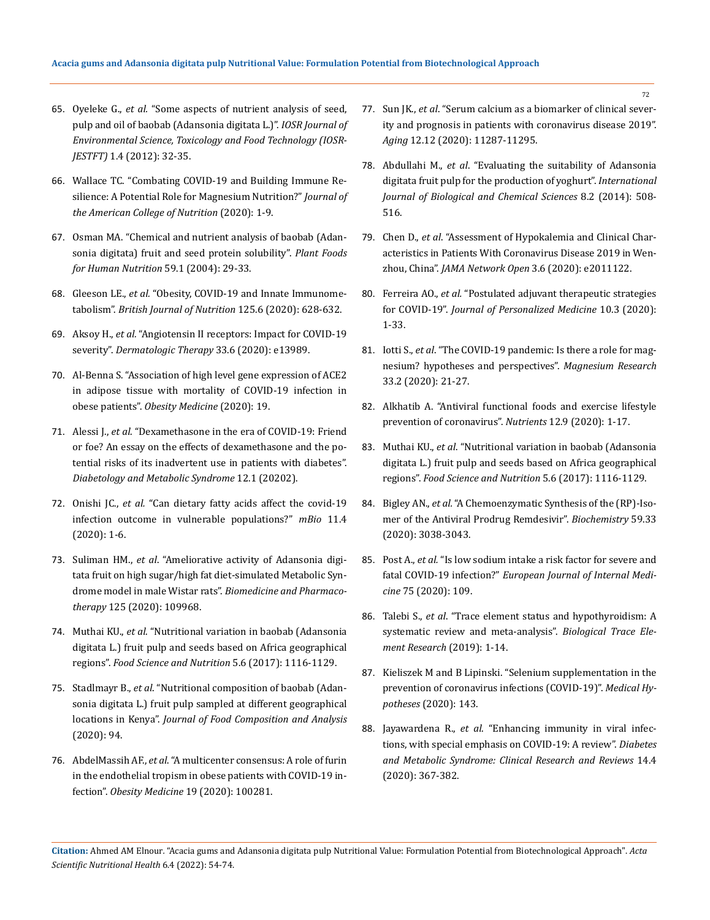65. Oyeleke G., *et al.* "Some aspects of nutrient analysis of seed, pulp and oil of baobab (Adansonia digitata L.)". *IOSR Journal of Environmental Science, Toxicology and Food Technology (IOSR-JESTFT)* 1.4 (2012): 32-35.

66. Wallace TC. "Combating COVID-19 and Building Immune Resilience: A Potential Role for Magnesium Nutrition?" *Journal of the American College of Nutrition* (2020): 1-9.

67. Osman MA. "Chemical and nutrient analysis of baobab (Adansonia digitata) fruit and seed protein solubility". *Plant Foods for Human Nutrition* 59.1 (2004): 29-33.

68. Gleeson LE., *et al.* "Obesity, COVID-19 and Innate Immunometabolism". *British Journal of Nutrition* 125.6 (2020): 628-632.

69. Aksoy H., *et al.* "Angiotensin II receptors: Impact for COVID-19 severity". *Dermatologic Therapy* 33.6 (2020): e13989.

70. Al-Benna S. "Association of high level gene expression of ACE2 in adipose tissue with mortality of COVID-19 infection in obese patients". *Obesity Medicine* (2020): 19.

71. Alessi J., *et al*. "Dexamethasone in the era of COVID-19: Friend or foe? An essay on the effects of dexamethasone and the potential risks of its inadvertent use in patients with diabetes". *Diabetology and Metabolic Syndrome* 12.1 (20202).

72. Onishi JC., *et al.* "Can dietary fatty acids affect the covid-19 infection outcome in vulnerable populations?" *mBio* 11.4 (2020): 1-6.

73. Suliman HM., *et al*. "Ameliorative activity of Adansonia digitata fruit on high sugar/high fat diet-simulated Metabolic Syndrome model in male Wistar rats". *Biomedicine and Pharmacotherapy* 125 (2020): 109968.

74. Muthai KU., *et al*. "Nutritional variation in baobab (Adansonia digitata L.) fruit pulp and seeds based on Africa geographical regions". *Food Science and Nutrition* 5.6 (2017): 1116-1129.

75. Stadlmayr B., *et al*. "Nutritional composition of baobab (Adansonia digitata L.) fruit pulp sampled at different geographical locations in Kenya". *Journal of Food Composition and Analysis* (2020): 94.

76. AbdelMassih AF., *et al*. "A multicenter consensus: A role of furin in the endothelial tropism in obese patients with COVID-19 infection". *Obesity Medicine* 19 (2020): 100281.

77. Sun JK., *et al*. "Serum calcium as a biomarker of clinical severity and prognosis in patients with coronavirus disease 2019". *Aging* 12.12 (2020): 11287-11295.

78. Abdullahi M., *et al*. "Evaluating the suitability of Adansonia digitata fruit pulp for the production of yoghurt". *International Journal of Biological and Chemical Sciences* 8.2 (2014): 508-516.

79. Chen D., *et al*. "Assessment of Hypokalemia and Clinical Characteristics in Patients With Coronavirus Disease 2019 in Wenzhou, China". *JAMA Network Open* 3.6 (2020): e2011122.

80. Ferreira AO., *et al.* "Postulated adjuvant therapeutic strategies for COVID-19". *Journal of Personalized Medicine* 10.3 (2020): 1-33.

81. Iotti S., *et al*. "The COVID-19 pandemic: Is there a role for magnesium? hypotheses and perspectives". *Magnesium Research* 33.2 (2020): 21-27.

82. Alkhatib A. "Antiviral functional foods and exercise lifestyle prevention of coronavirus". *Nutrients* 12.9 (2020): 1-17.

83. Muthai KU., *et al*. "Nutritional variation in baobab (Adansonia digitata L.) fruit pulp and seeds based on Africa geographical regions". *Food Science and Nutrition* 5.6 (2017): 1116-1129.

84. Bigley AN., *et al.* "A Chemoenzymatic Synthesis of the (RP)-Isomer of the Antiviral Prodrug Remdesivir". *Biochemistry* 59.33 (2020): 3038-3043.

85. Post A., *et al.* "Is low sodium intake a risk factor for severe and fatal COVID-19 infection?" *European Journal of Internal Medicine* 75 (2020): 109.

86. Talebi S., *et al*. "Trace element status and hypothyroidism: A systematic review and meta-analysis". *Biological Trace Element Research* (2019): 1-14.

87. Kieliszek M and B Lipinski. "Selenium supplementation in the prevention of coronavirus infections (COVID-19)". *Medical Hypotheses* (2020): 143.

88. Jayawardena R., *et al.* "Enhancing immunity in viral infections, with special emphasis on COVID-19: A review". *Diabetes and Metabolic Syndrome: Clinical Research and Reviews* 14.4 (2020): 367-382.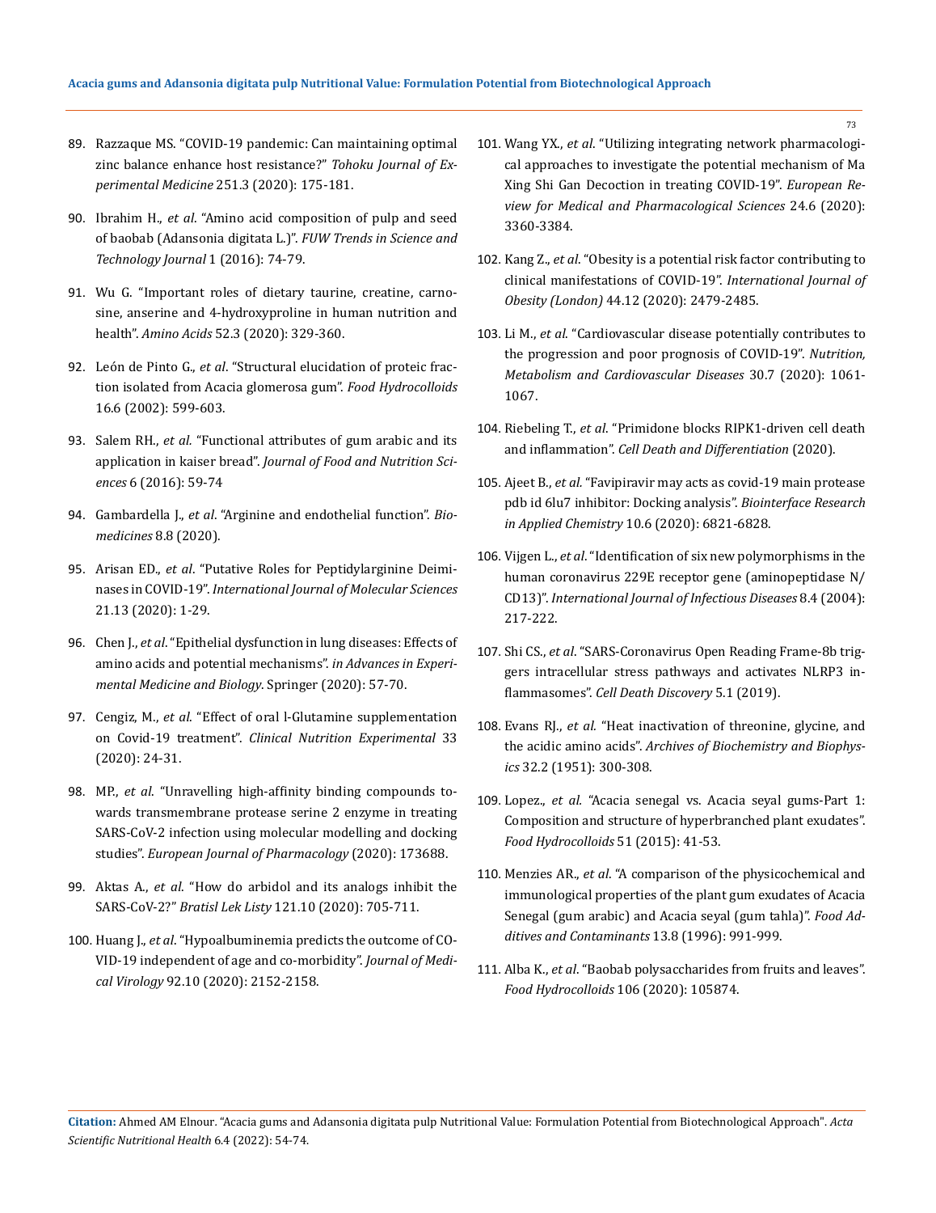89. Razzaque MS. "COVID-19 pandemic: Can maintaining optimal zinc balance enhance host resistance?" *Tohoku Journal of Experimental Medicine* 251.3 (2020): 175-181.

90. Ibrahim H., *et al*. "Amino acid composition of pulp and seed of baobab (Adansonia digitata L.)". *FUW Trends in Science and Technology Journal* 1 (2016): 74-79.

91. Wu G. "Important roles of dietary taurine, creatine, carnosine, anserine and 4-hydroxyproline in human nutrition and health". *Amino Acids* 52.3 (2020): 329-360.

92. León de Pinto G., *et al*. "Structural elucidation of proteic fraction isolated from Acacia glomerosa gum". *Food Hydrocolloids* 16.6 (2002): 599-603.

93. Salem RH., *et al.* "Functional attributes of gum arabic and its application in kaiser bread". *Journal of Food and Nutrition Sciences* 6 (2016): 59-74

94. Gambardella J., *et al*. "Arginine and endothelial function". *Biomedicines* 8.8 (2020).

95. Arisan ED., *et al*. "Putative Roles for Peptidylarginine Deiminases in COVID-19". *International Journal of Molecular Sciences* 21.13 (2020): 1-29.

96. Chen J., *et al*. "Epithelial dysfunction in lung diseases: Effects of amino acids and potential mechanisms". *in Advances in Experimental Medicine and Biology*. Springer (2020): 57-70.

97. Cengiz, M., *et al.* "Effect of oral l-Glutamine supplementation on Covid-19 treatment". *Clinical Nutrition Experimental* 33 (2020): 24-31.

98. MP., *et al*. "Unravelling high-affinity binding compounds towards transmembrane protease serine 2 enzyme in treating SARS-CoV-2 infection using molecular modelling and docking studies". *European Journal of Pharmacology* (2020): 173688.

99. Aktas A., *et al*. "How do arbidol and its analogs inhibit the SARS-CoV-2?" *Bratisl Lek Listy* 121.10 (2020): 705-711.

100. Huang J., *et al*. "Hypoalbuminemia predicts the outcome of COVID-19 independent of age and co-morbidity". *Journal of Medical Virology* 92.10 (2020): 2152-2158.

101. Wang YX., *et al*. "Utilizing integrating network pharmacological approaches to investigate the potential mechanism of Ma Xing Shi Gan Decoction in treating COVID-19". *European Review for Medical and Pharmacological Sciences* 24.6 (2020): 3360-3384.

102. Kang Z., *et al*. "Obesity is a potential risk factor contributing to clinical manifestations of COVID-19". *International Journal of Obesity (London)* 44.12 (2020): 2479-2485.

103. Li M., *et al*. "Cardiovascular disease potentially contributes to the progression and poor prognosis of COVID-19". *Nutrition, Metabolism and Cardiovascular Diseases* 30.7 (2020): 1061-1067.

104. Riebeling T., *et al*. "Primidone blocks RIPK1-driven cell death and inflammation". *Cell Death and Differentiation* (2020).

105. Ajeet B., *et al*. "Favipiravir may acts as covid-19 main protease pdb id 6lu7 inhibitor: Docking analysis". *Biointerface Research in Applied Chemistry* 10.6 (2020): 6821-6828.

106. Vijgen L., *et al*. "Identification of six new polymorphisms in the human coronavirus 229E receptor gene (aminopeptidase N/CD13)". *International Journal of Infectious Diseases* 8.4 (2004): 217-222.

107. Shi CS., *et al*. "SARS-Coronavirus Open Reading Frame-8b triggers intracellular stress pathways and activates NLRP3 inflammasomes". *Cell Death Discovery* 5.1 (2019).

108. Evans RJ., *et al.* "Heat inactivation of threonine, glycine, and the acidic amino acids". *Archives of Biochemistry and Biophysics* 32.2 (1951): 300-308.

109. Lopez., *et al.* "Acacia senegal vs. Acacia seyal gums-Part 1: Composition and structure of hyperbranched plant exudates". *Food Hydrocolloids* 51 (2015): 41-53.

110. Menzies AR., *et al*. "A comparison of the physicochemical and immunological properties of the plant gum exudates of Acacia Senegal (gum arabic) and Acacia seyal (gum tahla)". *Food Additives and Contaminants* 13.8 (1996): 991-999.

111. Alba K., *et al*. "Baobab polysaccharides from fruits and leaves". *Food Hydrocolloids* 106 (2020): 105874.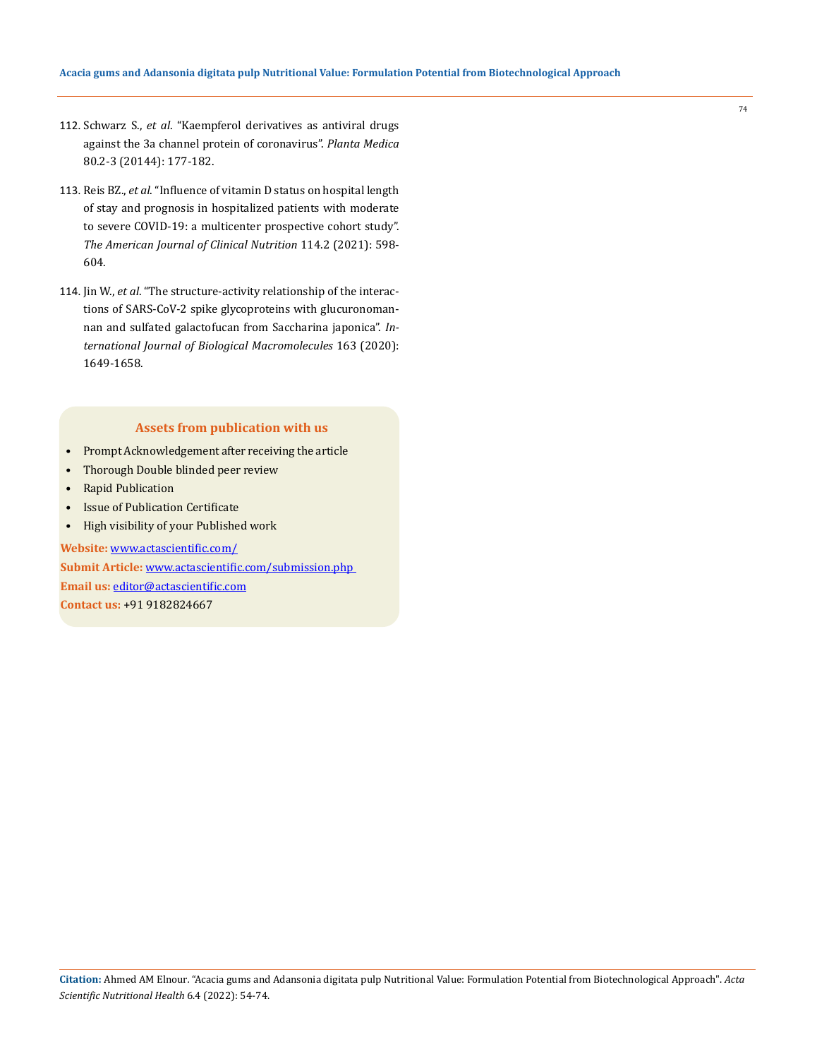112. Schwarz S., *et al*. "Kaempferol derivatives as antiviral drugs against the 3a channel protein of coronavirus". *Planta Medica* 80.2-3 (20144): 177-182.

113. Reis BZ., *et al*. "Influence of vitamin D status on hospital length of stay and prognosis in hospitalized patients with moderate to severe COVID-19: a multicenter prospective cohort study". *The American Journal of Clinical Nutrition* 114.2 (2021): 598-604.

114. Jin W., *et al*. "The structure-activity relationship of the interactions of SARS-CoV-2 spike glycoproteins with glucuronomannan and sulfated galactofucan from Saccharina japonica". *International Journal of Biological Macromolecules* 163 (2020): 1649-1658.

### Assets from publication with us

- Prompt Acknowledgement after receiving the article
- Thorough Double blinded peer review
- Rapid Publication
- Issue of Publication Certificate
- High visibility of your Published work

**Website:** www.actascientific.com/

**Submit Article:** www.actascientific.com/submission.php

**Email us:** editor@actascientific.com

**Contact us:** +91 9182824667